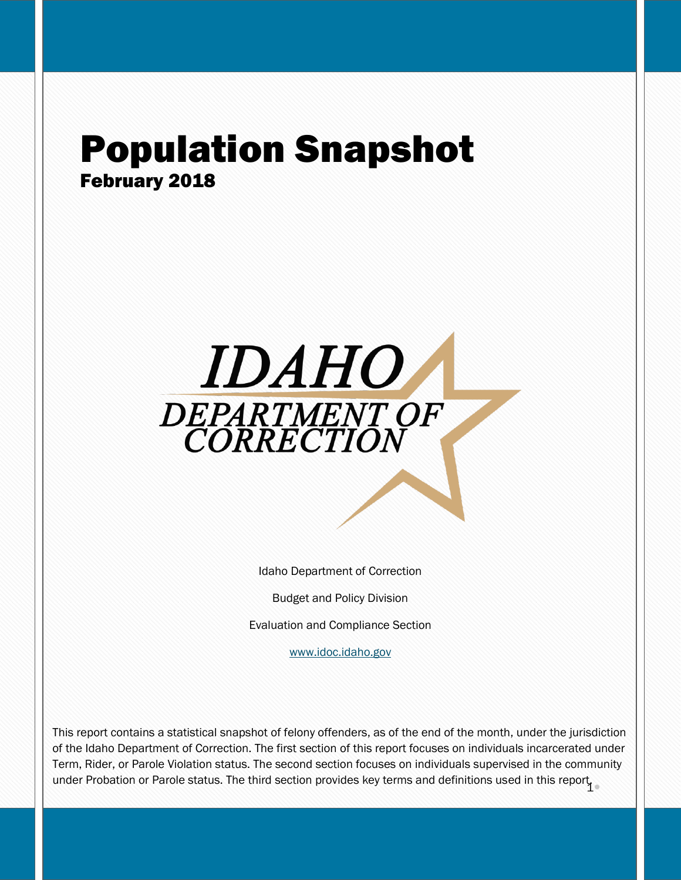# Population Snapshot

## February 2018

IDAHO DEPARTMENT OF CORRECTION

Idaho Department of Correction

Budget and Policy Division

Evaluation and Compliance Section

[www.idoc.idaho.gov](http://www.idoc.idaho.gov)

This report contains a statistical snapshot of felony offenders, as of the end of the month, under the jurisdiction of the Idaho Department of Correction. The first section of this report focuses on individuals incarcerated under Term, Rider, or Parole Violation status. The second section focuses on individuals supervised in the community under Probation or Parole status. The third section provides key terms and definitions used in this report.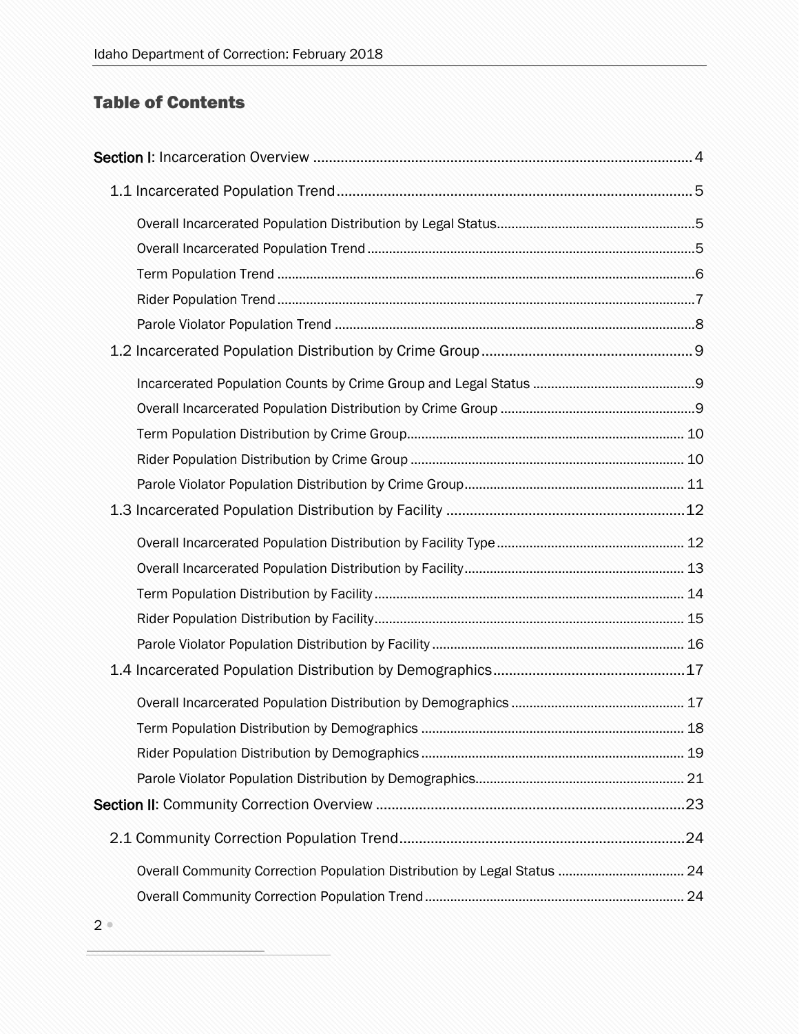## Table of Contents

**Section I**: Incarceration Overview ....................................................................................... 4

- 1.1 Incarcerated Population Trend ........................................................................................ 5
  - Overall Incarcerated Population Distribution by Legal Status ........................................................ 5
  - Overall Incarcerated Population Trend ........................................................................................ 5
  - Term Population Trend ................................................................................................................ 6
  - Rider Population Trend ................................................................................................................ 7
  - Parole Violator Population Trend ................................................................................................. 8
- 1.2 Incarcerated Population Distribution by Crime Group ...................................................... 9
  - Incarcerated Population Counts by Crime Group and Legal Status ............................................... 9
  - Overall Incarcerated Population Distribution by Crime Group ....................................................... 9
  - Term Population Distribution by Crime Group ............................................................................ 10
  - Rider Population Distribution by Crime Group ............................................................................ 10
  - Parole Violator Population Distribution by Crime Group ............................................................ 11
- 1.3 Incarcerated Population Distribution by Facility ............................................................. 12
  - Overall Incarcerated Population Distribution by Facility Type .................................................... 12
  - Overall Incarcerated Population Distribution by Facility ............................................................ 13
  - Term Population Distribution by Facility ..................................................................................... 14
  - Rider Population Distribution by Facility ..................................................................................... 15
  - Parole Violator Population Distribution by Facility ..................................................................... 16
- 1.4 Incarcerated Population Distribution by Demographics .................................................. 17
  - Overall Incarcerated Population Distribution by Demographics ................................................ 17
  - Term Population Distribution by Demographics ......................................................................... 18
  - Rider Population Distribution by Demographics ......................................................................... 19
  - Parole Violator Population Distribution by Demographics .......................................................... 21

**Section II**: Community Correction Overview ............................................................................ 23

- 2.1 Community Correction Population Trend ........................................................................ 24
  - Overall Community Correction Population Distribution by Legal Status .................................... 24
  - Overall Community Correction Population Trend ....................................................................... 24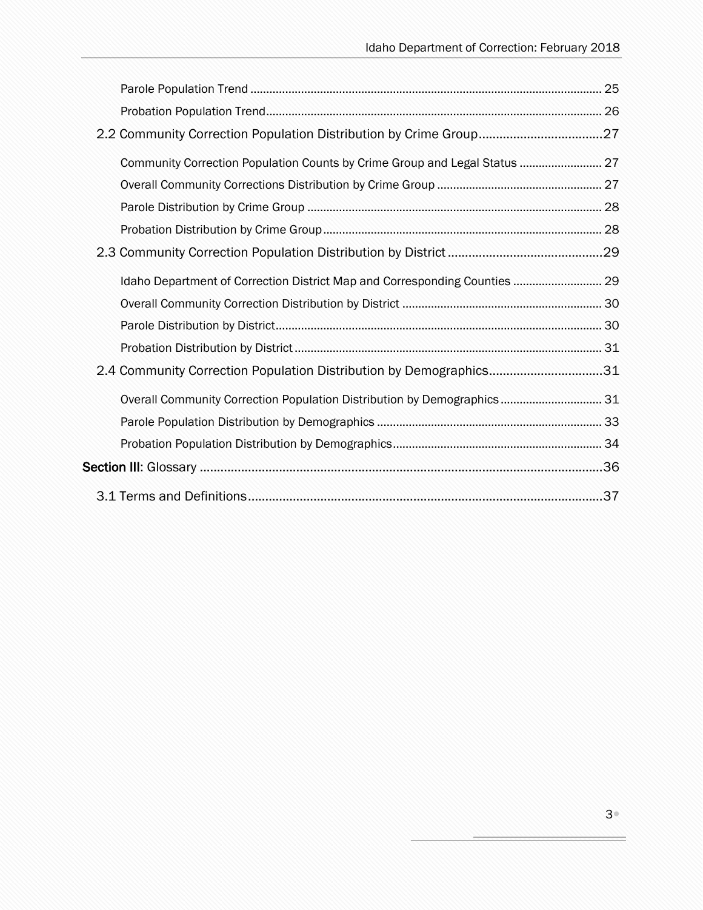Parole Population Trend ........................................................................................................ 25

Probation Population Trend.................................................................................................. 26

2.2 Community Correction Population Distribution by Crime Group....................................27

Community Correction Population Counts by Crime Group and Legal Status .......................... 27

Overall Community Corrections Distribution by Crime Group ................................................... 27

Parole Distribution by Crime Group ............................................................................................ 28

Probation Distribution by Crime Group....................................................................................... 28

2.3 Community Correction Population Distribution by District.............................................29

Idaho Department of Correction District Map and Corresponding Counties ............................ 29

Overall Community Correction Distribution by District .............................................................. 30

Parole Distribution by District...................................................................................................... 30

Probation Distribution by District ................................................................................................ 31

2.4 Community Correction Population Distribution by Demographics.................................31

Overall Community Correction Population Distribution by Demographics ................................ 31

Parole Population Distribution by Demographics ...................................................................... 33

Probation Population Distribution by Demographics.................................................................. 34

**Section III**: Glossary ....................................................................................................................36

3.1 Terms and Definitions.......................................................................................................37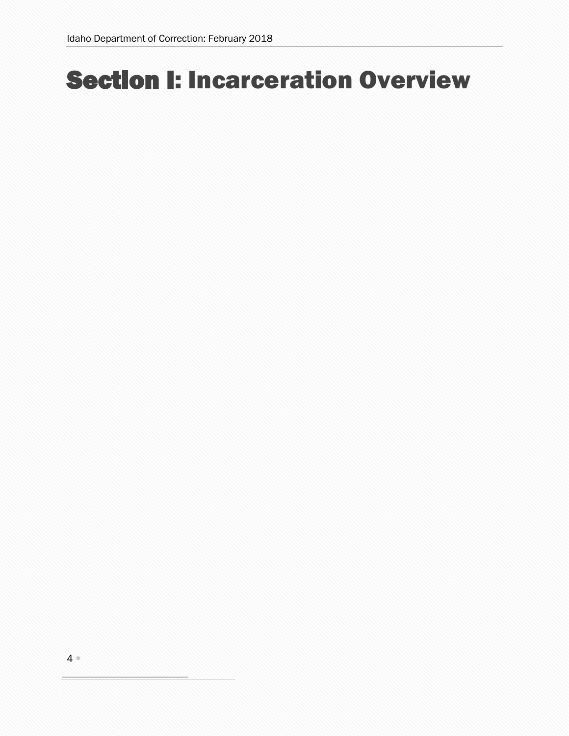# Section I: Incarceration Overview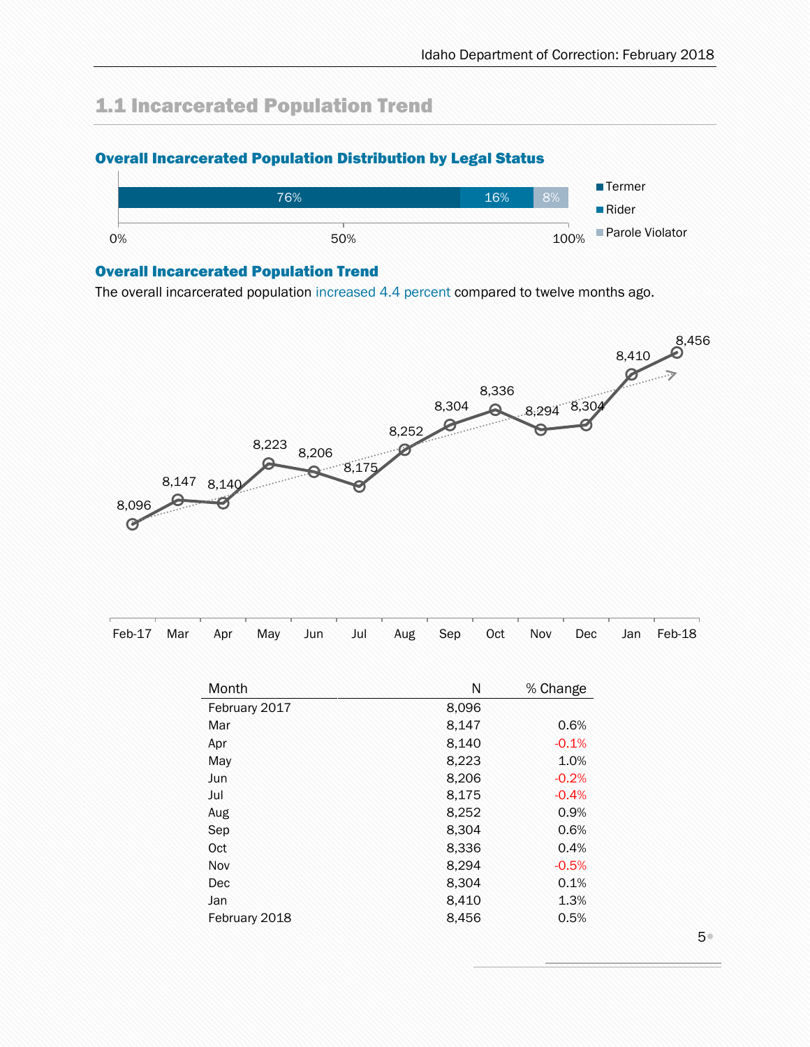## 1.1 Incarcerated Population Trend

### Overall Incarcerated Population Distribution by Legal Status

| Termer | Rider | Parole Violator |
|---|---|---|
| 76% | 16% | 8% |

### Overall Incarcerated Population Trend

The overall incarcerated population increased 4.4 percent compared to twelve months ago.

| Month | N | % Change |
|---|---|---|
| February 2017 | 8,096 | |
| Mar | 8,147 | 0.6% |
| Apr | 8,140 | -0.1% |
| May | 8,223 | 1.0% |
| Jun | 8,206 | -0.2% |
| Jul | 8,175 | -0.4% |
| Aug | 8,252 | 0.9% |
| Sep | 8,304 | 0.6% |
| Oct | 8,336 | 0.4% |
| Nov | 8,294 | -0.5% |
| Dec | 8,304 | 0.1% |
| Jan | 8,410 | 1.3% |
| February 2018 | 8,456 | 0.5% |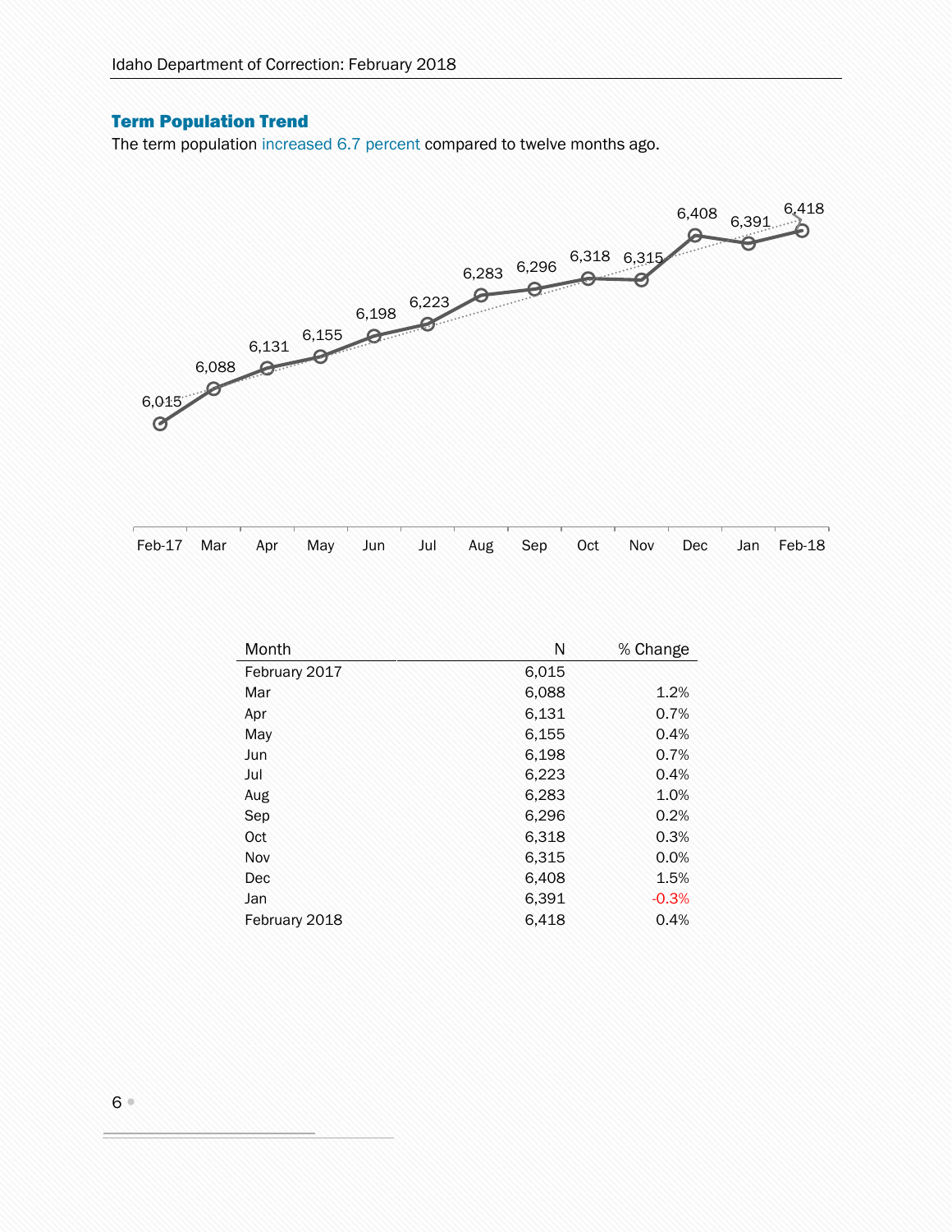## Term Population Trend

The term population increased 6.7 percent compared to twelve months ago.

| Month | N | % Change |
|---|---|---|
| February 2017 | 6,015 | |
| Mar | 6,088 | 1.2% |
| Apr | 6,131 | 0.7% |
| May | 6,155 | 0.4% |
| Jun | 6,198 | 0.7% |
| Jul | 6,223 | 0.4% |
| Aug | 6,283 | 1.0% |
| Sep | 6,296 | 0.2% |
| Oct | 6,318 | 0.3% |
| Nov | 6,315 | 0.0% |
| Dec | 6,408 | 1.5% |
| Jan | 6,391 | -0.3% |
| February 2018 | 6,418 | 0.4% |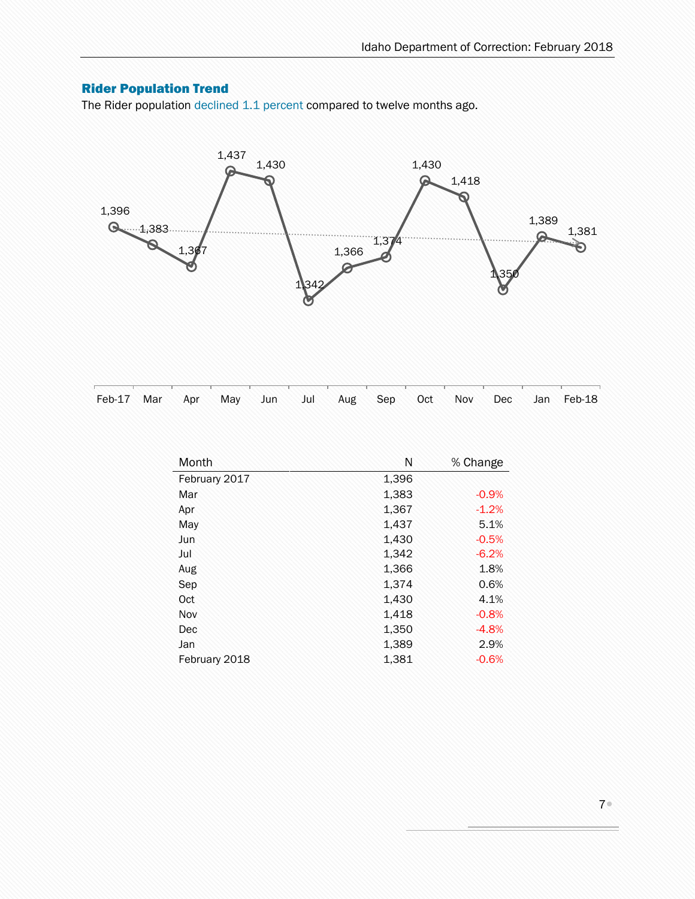## Rider Population Trend

The Rider population declined 1.1 percent compared to twelve months ago.

| Month | N | % Change |
|---|---|---|
| February 2017 | 1,396 | |
| Mar | 1,383 | -0.9% |
| Apr | 1,367 | -1.2% |
| May | 1,437 | 5.1% |
| Jun | 1,430 | -0.5% |
| Jul | 1,342 | -6.2% |
| Aug | 1,366 | 1.8% |
| Sep | 1,374 | 0.6% |
| Oct | 1,430 | 4.1% |
| Nov | 1,418 | -0.8% |
| Dec | 1,350 | -4.8% |
| Jan | 1,389 | 2.9% |
| February 2018 | 1,381 | -0.6% |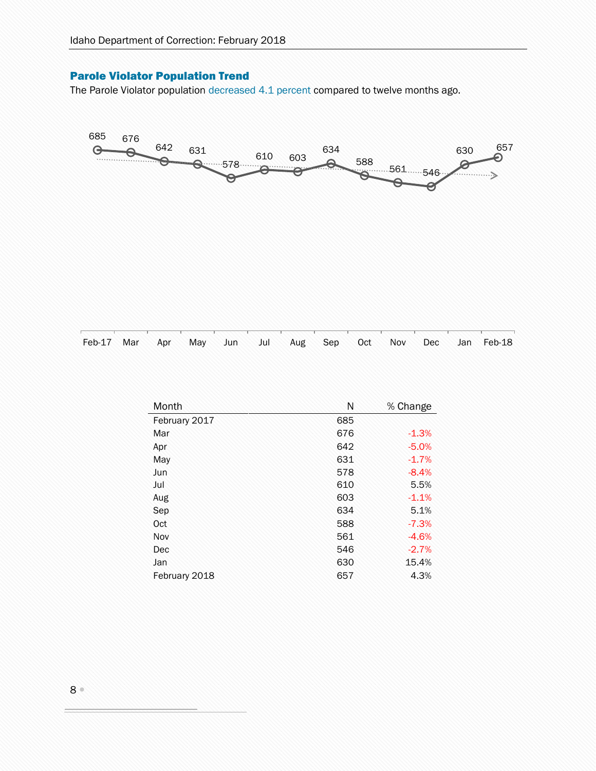## Parole Violator Population Trend

The Parole Violator population decreased 4.1 percent compared to twelve months ago.

| Month | N | % Change |
|---|---|---|
| February 2017 | 685 | |
| Mar | 676 | -1.3% |
| Apr | 642 | -5.0% |
| May | 631 | -1.7% |
| Jun | 578 | -8.4% |
| Jul | 610 | 5.5% |
| Aug | 603 | -1.1% |
| Sep | 634 | 5.1% |
| Oct | 588 | -7.3% |
| Nov | 561 | -4.6% |
| Dec | 546 | -2.7% |
| Jan | 630 | 15.4% |
| February 2018 | 657 | 4.3% |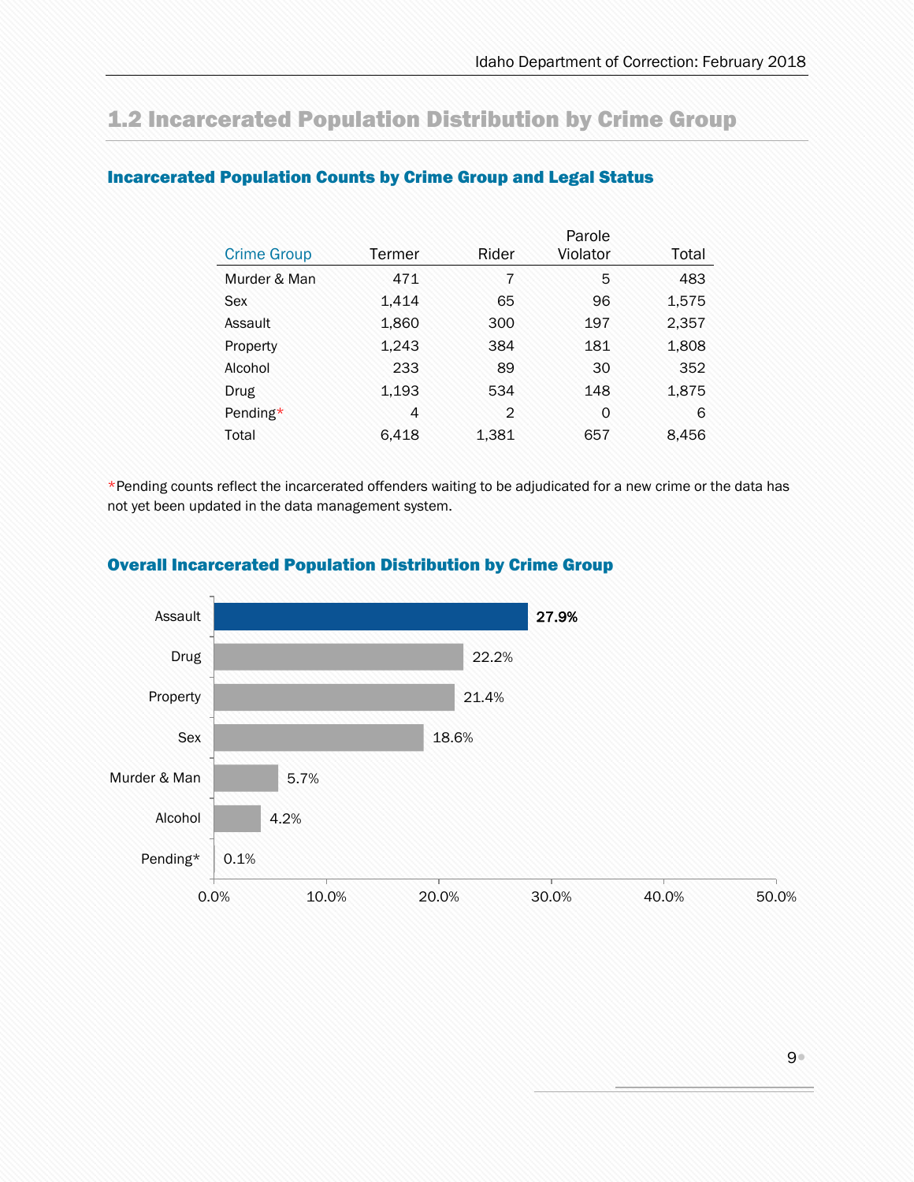## 1.2 Incarcerated Population Distribution by Crime Group

### Incarcerated Population Counts by Crime Group and Legal Status

| Crime Group | Termer | Rider | Parole Violator | Total |
|---|---|---|---|---|
| Murder & Man | 471 | 7 | 5 | 483 |
| Sex | 1,414 | 65 | 96 | 1,575 |
| Assault | 1,860 | 300 | 197 | 2,357 |
| Property | 1,243 | 384 | 181 | 1,808 |
| Alcohol | 233 | 89 | 30 | 352 |
| Drug | 1,193 | 534 | 148 | 1,875 |
| Pending* | 4 | 2 | 0 | 6 |
| Total | 6,418 | 1,381 | 657 | 8,456 |

*Pending counts reflect the incarcerated offenders waiting to be adjudicated for a new crime or the data has not yet been updated in the data management system.

### Overall Incarcerated Population Distribution by Crime Group

| Crime Group | Percent |
|---|---|
| Assault | 27.9% |
| Drug | 22.2% |
| Property | 21.4% |
| Sex | 18.6% |
| Murder & Man | 5.7% |
| Alcohol | 4.2% |
| Pending* | 0.1% |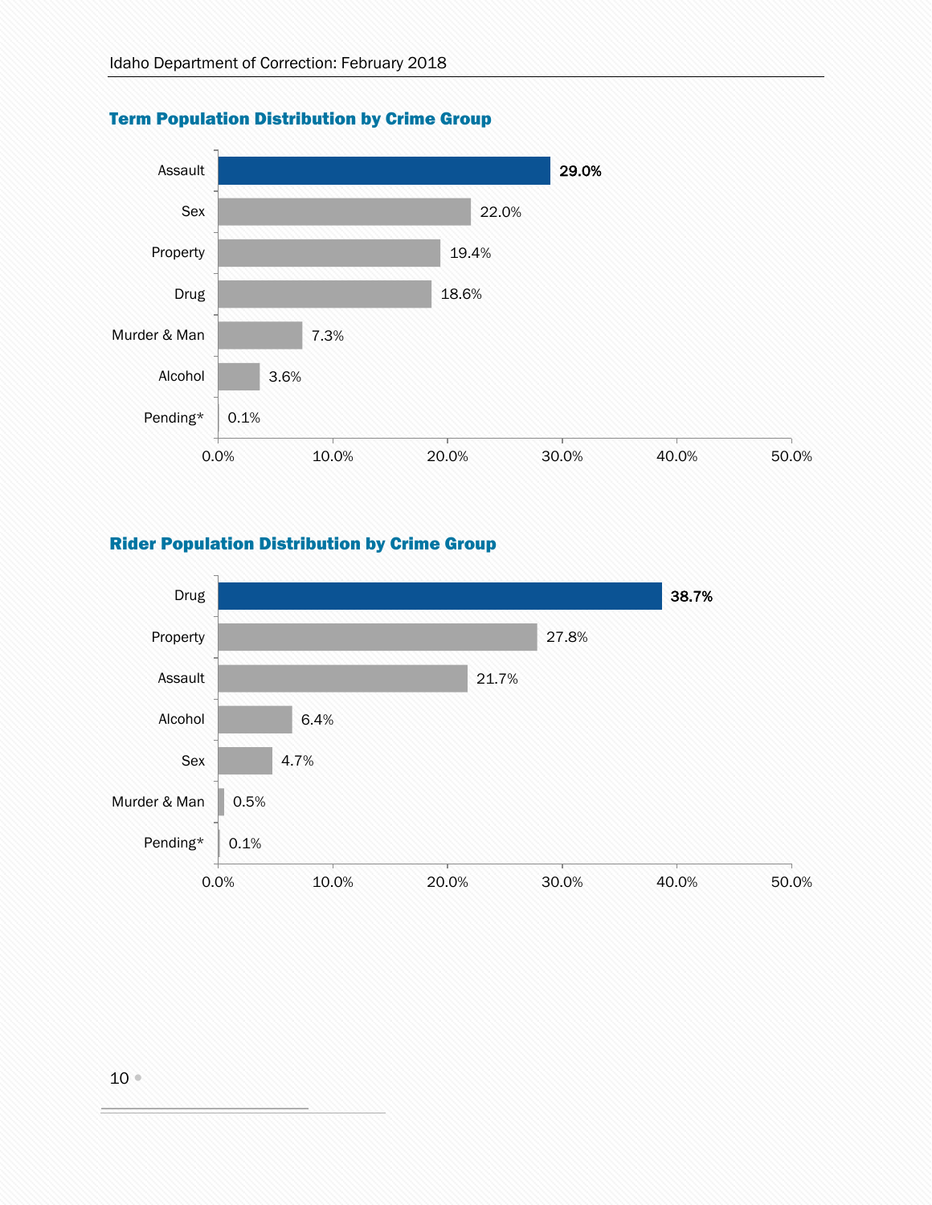## Term Population Distribution by Crime Group

| Crime Group | Percent |
|---|---|
| Assault | 29.0% |
| Sex | 22.0% |
| Property | 19.4% |
| Drug | 18.6% |
| Murder & Man | 7.3% |
| Alcohol | 3.6% |
| Pending* | 0.1% |

## Rider Population Distribution by Crime Group

| Crime Group | Percent |
|---|---|
| Drug | 38.7% |
| Property | 27.8% |
| Assault | 21.7% |
| Alcohol | 6.4% |
| Sex | 4.7% |
| Murder & Man | 0.5% |
| Pending* | 0.1% |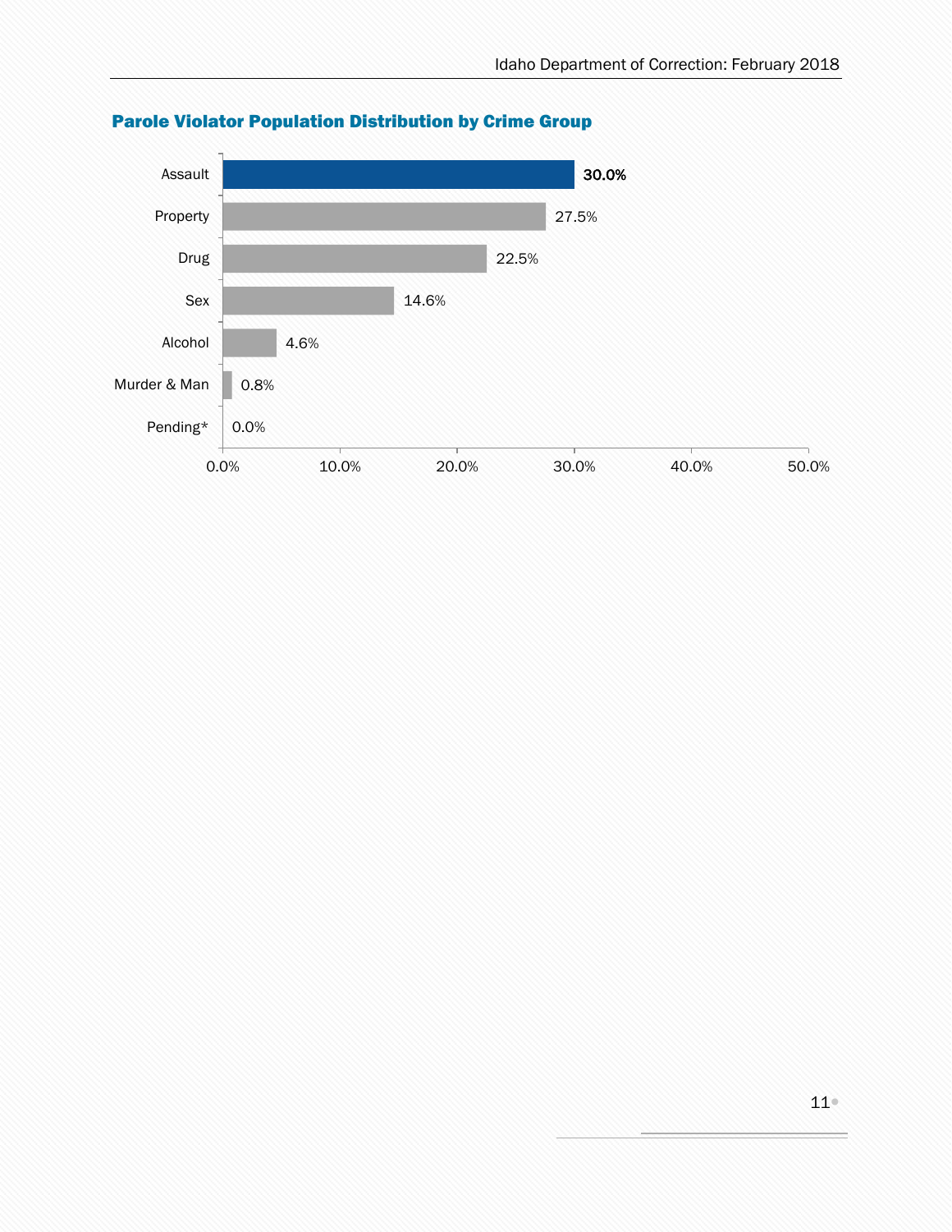## Parole Violator Population Distribution by Crime Group

| Crime Group | Percent |
|---|---|
| Assault | 30.0% |
| Property | 27.5% |
| Drug | 22.5% |
| Sex | 14.6% |
| Alcohol | 4.6% |
| Murder & Man | 0.8% |
| Pending* | 0.0% |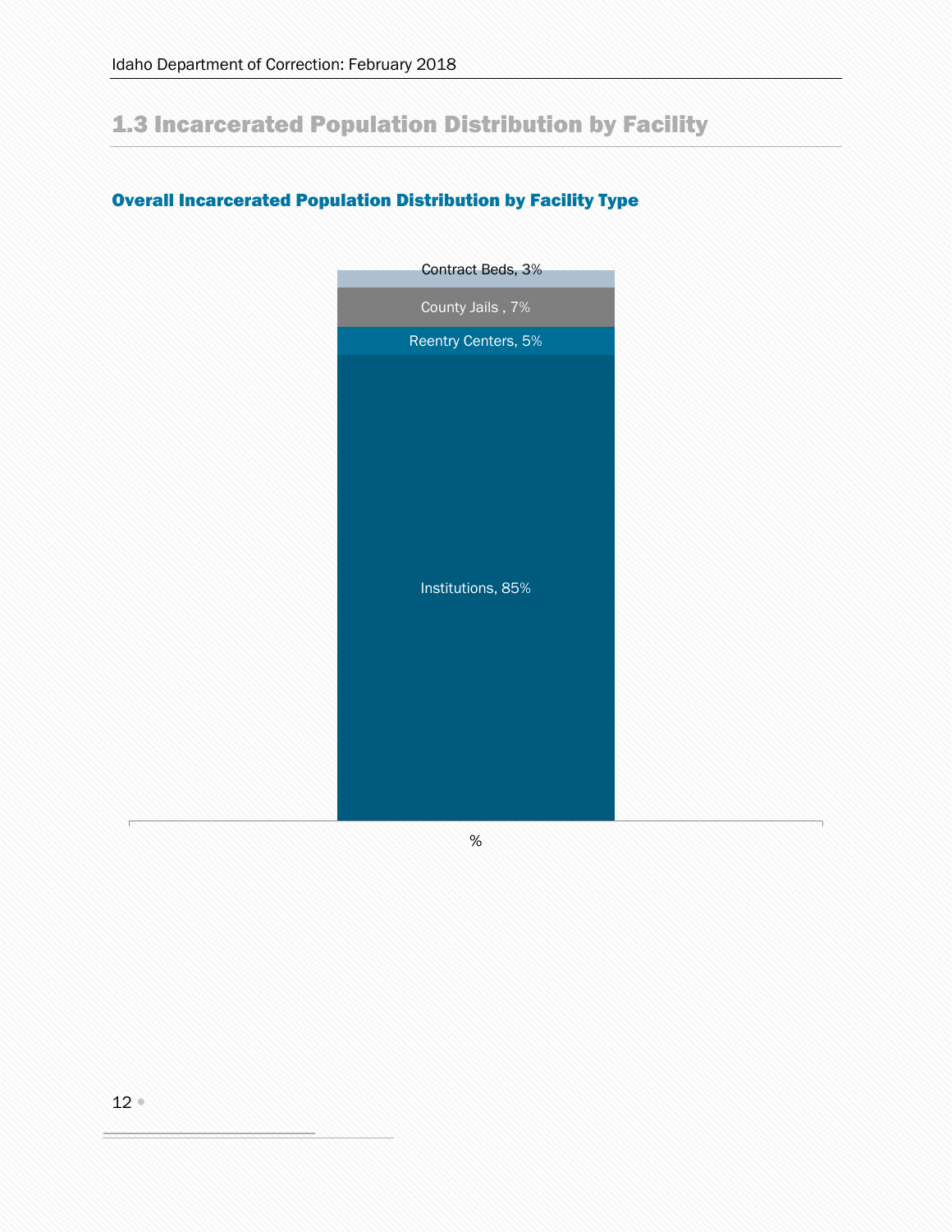## 1.3 Incarcerated Population Distribution by Facility

### Overall Incarcerated Population Distribution by Facility Type

Contract Beds, 3%

County Jails , 7%

Reentry Centers, 5%

Institutions, 85%

%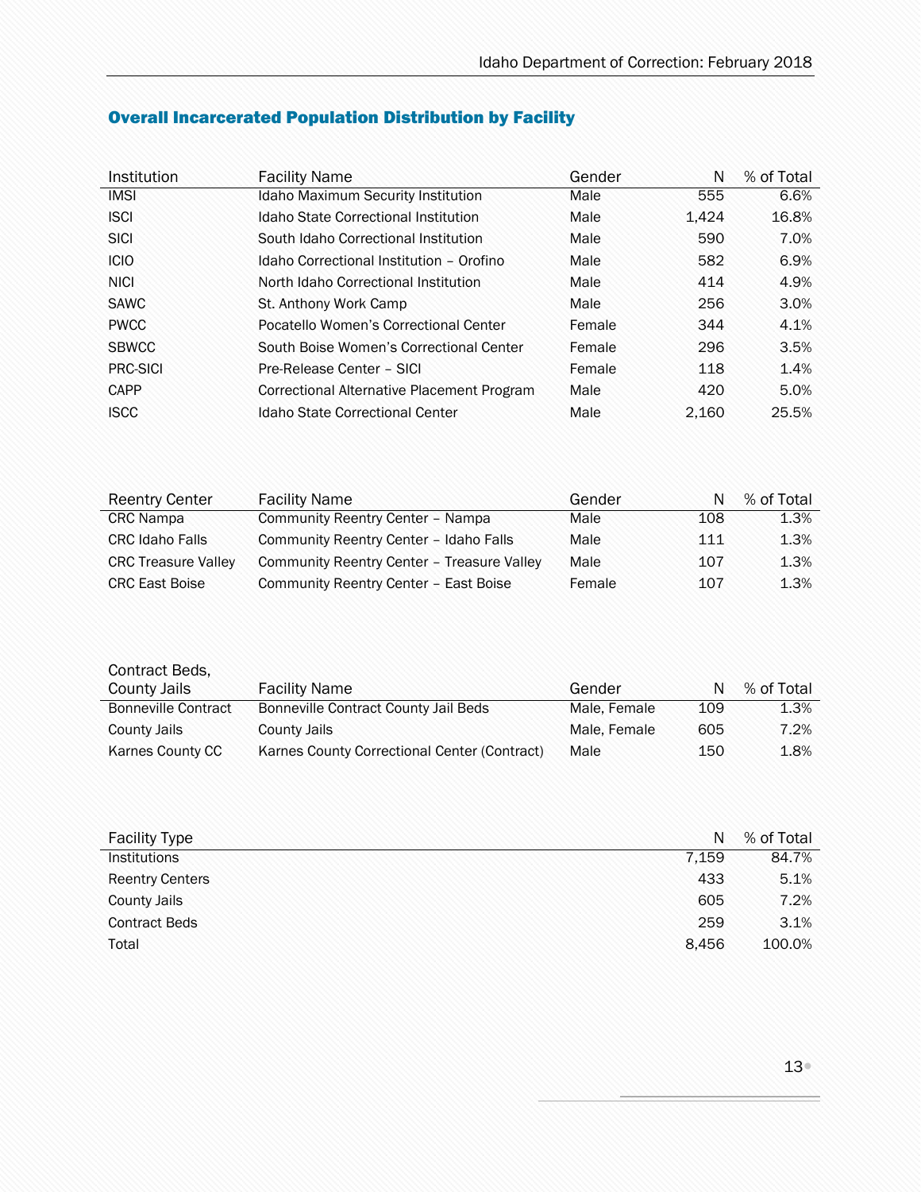## Overall Incarcerated Population Distribution by Facility

| Institution | Facility Name | Gender | N | % of Total |
|---|---|---|---|---|
| IMSI | Idaho Maximum Security Institution | Male | 555 | 6.6% |
| ISCI | Idaho State Correctional Institution | Male | 1,424 | 16.8% |
| SICI | South Idaho Correctional Institution | Male | 590 | 7.0% |
| ICIO | Idaho Correctional Institution – Orofino | Male | 582 | 6.9% |
| NICI | North Idaho Correctional Institution | Male | 414 | 4.9% |
| SAWC | St. Anthony Work Camp | Male | 256 | 3.0% |
| PWCC | Pocatello Women's Correctional Center | Female | 344 | 4.1% |
| SBWCC | South Boise Women's Correctional Center | Female | 296 | 3.5% |
| PRC-SICI | Pre-Release Center – SICI | Female | 118 | 1.4% |
| CAPP | Correctional Alternative Placement Program | Male | 420 | 5.0% |
| ISCC | Idaho State Correctional Center | Male | 2,160 | 25.5% |

| Reentry Center | Facility Name | Gender | N | % of Total |
|---|---|---|---|---|
| CRC Nampa | Community Reentry Center – Nampa | Male | 108 | 1.3% |
| CRC Idaho Falls | Community Reentry Center – Idaho Falls | Male | 111 | 1.3% |
| CRC Treasure Valley | Community Reentry Center – Treasure Valley | Male | 107 | 1.3% |
| CRC East Boise | Community Reentry Center – East Boise | Female | 107 | 1.3% |

| Contract Beds, County Jails | Facility Name | Gender | N | % of Total |
|---|---|---|---|---|
| Bonneville Contract | Bonneville Contract County Jail Beds | Male, Female | 109 | 1.3% |
| County Jails | County Jails | Male, Female | 605 | 7.2% |
| Karnes County CC | Karnes County Correctional Center (Contract) | Male | 150 | 1.8% |

| Facility Type | N | % of Total |
|---|---|---|
| Institutions | 7,159 | 84.7% |
| Reentry Centers | 433 | 5.1% |
| County Jails | 605 | 7.2% |
| Contract Beds | 259 | 3.1% |
| Total | 8,456 | 100.0% |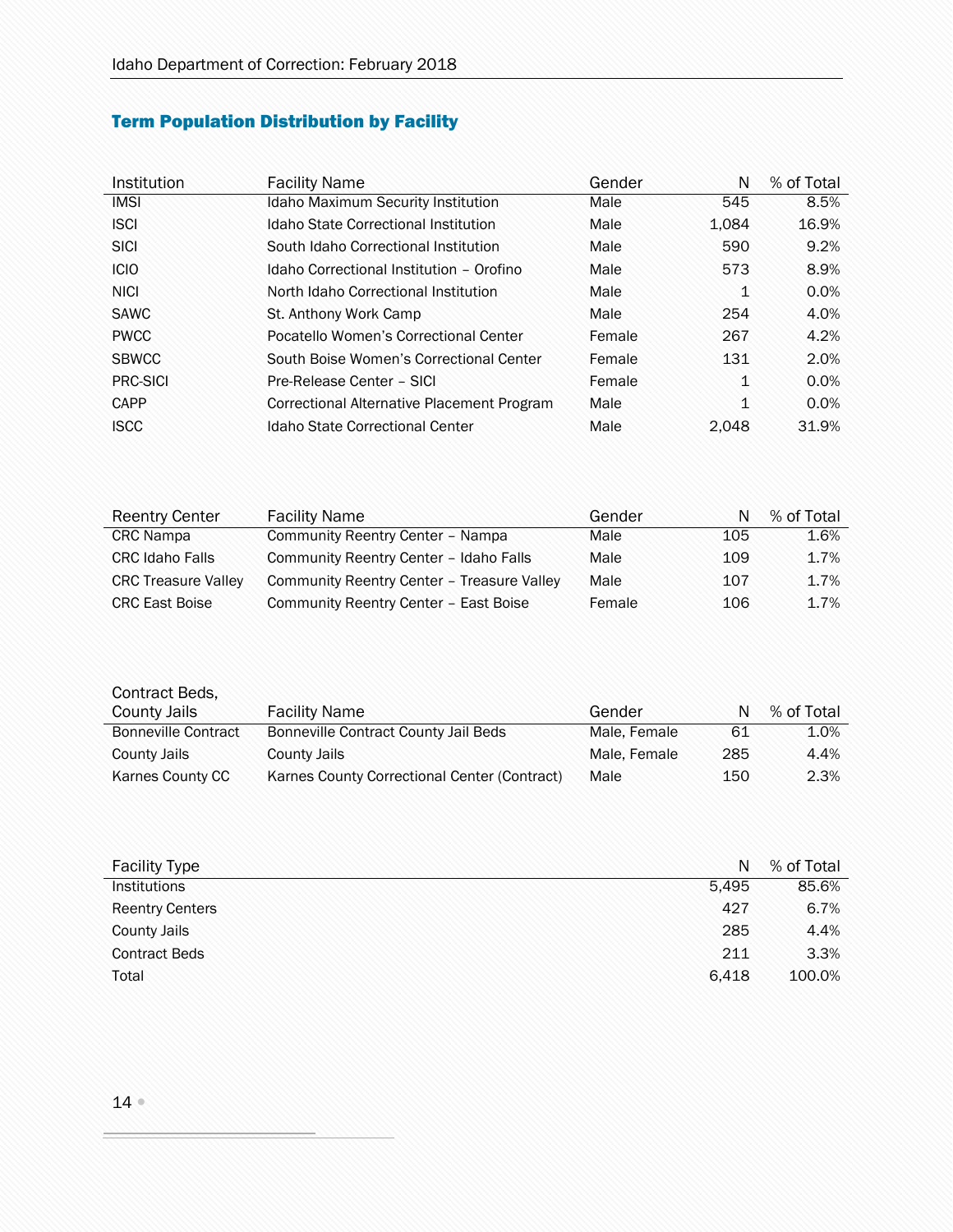## Term Population Distribution by Facility

| Institution | Facility Name | Gender | N | % of Total |
|---|---|---|---|---|
| IMSI | Idaho Maximum Security Institution | Male | 545 | 8.5% |
| ISCI | Idaho State Correctional Institution | Male | 1,084 | 16.9% |
| SICI | South Idaho Correctional Institution | Male | 590 | 9.2% |
| ICIO | Idaho Correctional Institution – Orofino | Male | 573 | 8.9% |
| NICI | North Idaho Correctional Institution | Male | 1 | 0.0% |
| SAWC | St. Anthony Work Camp | Male | 254 | 4.0% |
| PWCC | Pocatello Women's Correctional Center | Female | 267 | 4.2% |
| SBWCC | South Boise Women's Correctional Center | Female | 131 | 2.0% |
| PRC-SICI | Pre-Release Center – SICI | Female | 1 | 0.0% |
| CAPP | Correctional Alternative Placement Program | Male | 1 | 0.0% |
| ISCC | Idaho State Correctional Center | Male | 2,048 | 31.9% |

| Reentry Center | Facility Name | Gender | N | % of Total |
|---|---|---|---|---|
| CRC Nampa | Community Reentry Center – Nampa | Male | 105 | 1.6% |
| CRC Idaho Falls | Community Reentry Center – Idaho Falls | Male | 109 | 1.7% |
| CRC Treasure Valley | Community Reentry Center – Treasure Valley | Male | 107 | 1.7% |
| CRC East Boise | Community Reentry Center – East Boise | Female | 106 | 1.7% |

| Contract Beds, County Jails | Facility Name | Gender | N | % of Total |
|---|---|---|---|---|
| Bonneville Contract | Bonneville Contract County Jail Beds | Male, Female | 61 | 1.0% |
| County Jails | County Jails | Male, Female | 285 | 4.4% |
| Karnes County CC | Karnes County Correctional Center (Contract) | Male | 150 | 2.3% |

| Facility Type | N | % of Total |
|---|---|---|
| Institutions | 5,495 | 85.6% |
| Reentry Centers | 427 | 6.7% |
| County Jails | 285 | 4.4% |
| Contract Beds | 211 | 3.3% |
| Total | 6,418 | 100.0% |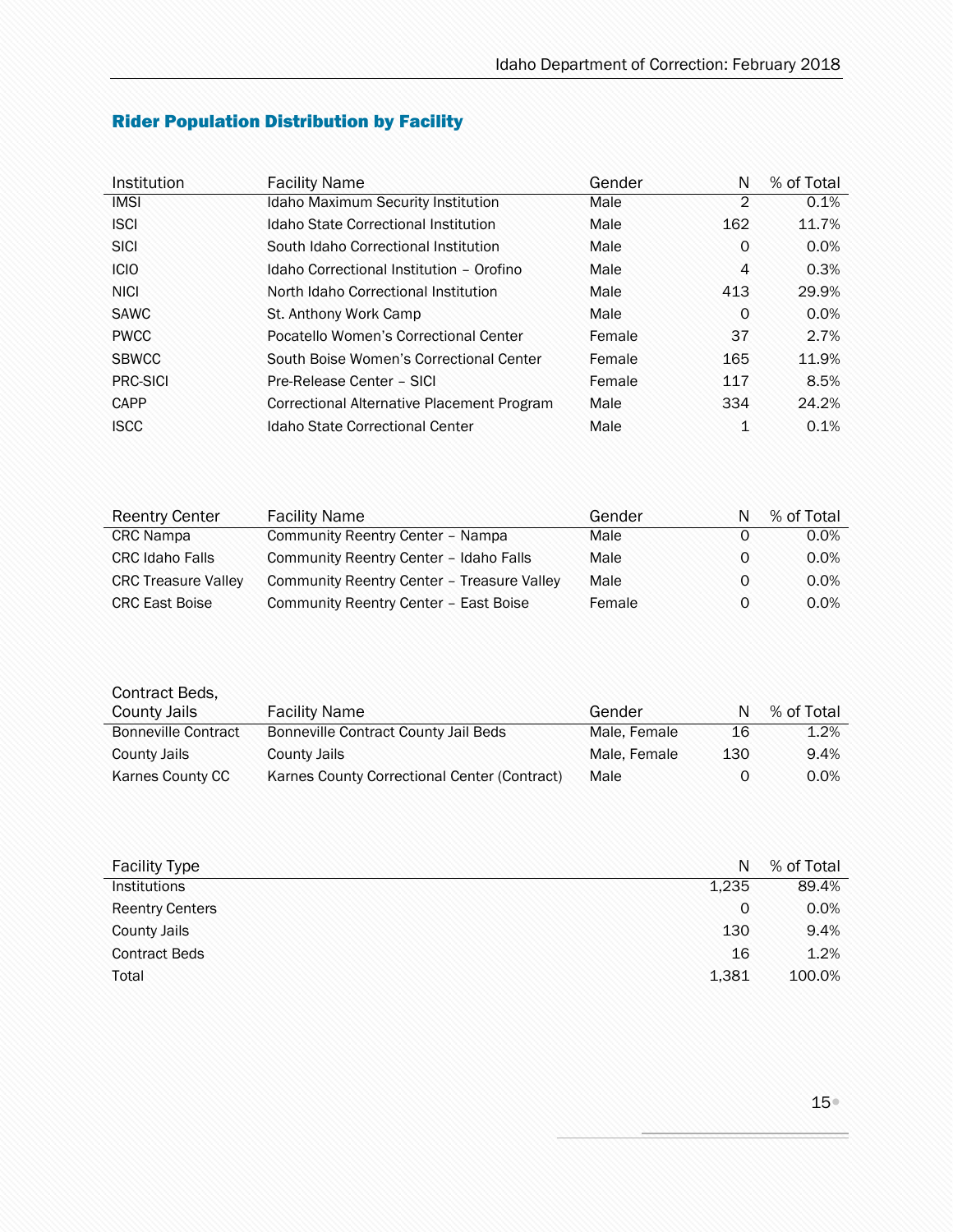## Rider Population Distribution by Facility

| Institution | Facility Name | Gender | N | % of Total |
|---|---|---|---|---|
| IMSI | Idaho Maximum Security Institution | Male | 2 | 0.1% |
| ISCI | Idaho State Correctional Institution | Male | 162 | 11.7% |
| SICI | South Idaho Correctional Institution | Male | 0 | 0.0% |
| ICIO | Idaho Correctional Institution – Orofino | Male | 4 | 0.3% |
| NICI | North Idaho Correctional Institution | Male | 413 | 29.9% |
| SAWC | St. Anthony Work Camp | Male | 0 | 0.0% |
| PWCC | Pocatello Women's Correctional Center | Female | 37 | 2.7% |
| SBWCC | South Boise Women's Correctional Center | Female | 165 | 11.9% |
| PRC-SICI | Pre-Release Center – SICI | Female | 117 | 8.5% |
| CAPP | Correctional Alternative Placement Program | Male | 334 | 24.2% |
| ISCC | Idaho State Correctional Center | Male | 1 | 0.1% |

| Reentry Center | Facility Name | Gender | N | % of Total |
|---|---|---|---|---|
| CRC Nampa | Community Reentry Center – Nampa | Male | 0 | 0.0% |
| CRC Idaho Falls | Community Reentry Center – Idaho Falls | Male | 0 | 0.0% |
| CRC Treasure Valley | Community Reentry Center – Treasure Valley | Male | 0 | 0.0% |
| CRC East Boise | Community Reentry Center – East Boise | Female | 0 | 0.0% |

| Contract Beds, County Jails | Facility Name | Gender | N | % of Total |
|---|---|---|---|---|
| Bonneville Contract | Bonneville Contract County Jail Beds | Male, Female | 16 | 1.2% |
| County Jails | County Jails | Male, Female | 130 | 9.4% |
| Karnes County CC | Karnes County Correctional Center (Contract) | Male | 0 | 0.0% |

| Facility Type | N | % of Total |
|---|---|---|
| Institutions | 1,235 | 89.4% |
| Reentry Centers | 0 | 0.0% |
| County Jails | 130 | 9.4% |
| Contract Beds | 16 | 1.2% |
| Total | 1,381 | 100.0% |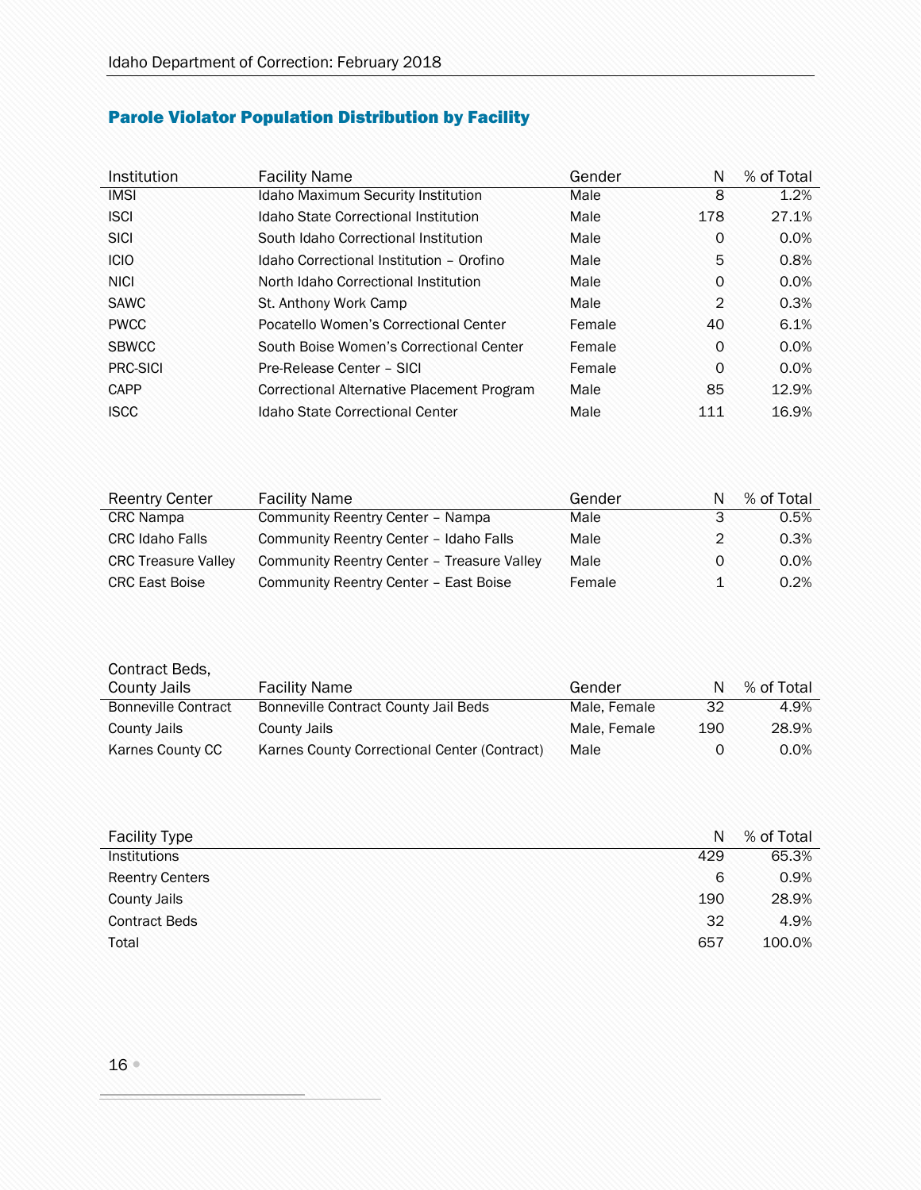## Parole Violator Population Distribution by Facility

| Institution | Facility Name | Gender | N | % of Total |
|---|---|---|---|---|
| IMSI | Idaho Maximum Security Institution | Male | 8 | 1.2% |
| ISCI | Idaho State Correctional Institution | Male | 178 | 27.1% |
| SICI | South Idaho Correctional Institution | Male | 0 | 0.0% |
| ICIO | Idaho Correctional Institution – Orofino | Male | 5 | 0.8% |
| NICI | North Idaho Correctional Institution | Male | 0 | 0.0% |
| SAWC | St. Anthony Work Camp | Male | 2 | 0.3% |
| PWCC | Pocatello Women's Correctional Center | Female | 40 | 6.1% |
| SBWCC | South Boise Women's Correctional Center | Female | 0 | 0.0% |
| PRC-SICI | Pre-Release Center – SICI | Female | 0 | 0.0% |
| CAPP | Correctional Alternative Placement Program | Male | 85 | 12.9% |
| ISCC | Idaho State Correctional Center | Male | 111 | 16.9% |

| Reentry Center | Facility Name | Gender | N | % of Total |
|---|---|---|---|---|
| CRC Nampa | Community Reentry Center – Nampa | Male | 3 | 0.5% |
| CRC Idaho Falls | Community Reentry Center – Idaho Falls | Male | 2 | 0.3% |
| CRC Treasure Valley | Community Reentry Center – Treasure Valley | Male | 0 | 0.0% |
| CRC East Boise | Community Reentry Center – East Boise | Female | 1 | 0.2% |

| Contract Beds, County Jails | Facility Name | Gender | N | % of Total |
|---|---|---|---|---|
| Bonneville Contract | Bonneville Contract County Jail Beds | Male, Female | 32 | 4.9% |
| County Jails | County Jails | Male, Female | 190 | 28.9% |
| Karnes County CC | Karnes County Correctional Center (Contract) | Male | 0 | 0.0% |

| Facility Type | N | % of Total |
|---|---|---|
| Institutions | 429 | 65.3% |
| Reentry Centers | 6 | 0.9% |
| County Jails | 190 | 28.9% |
| Contract Beds | 32 | 4.9% |
| Total | 657 | 100.0% |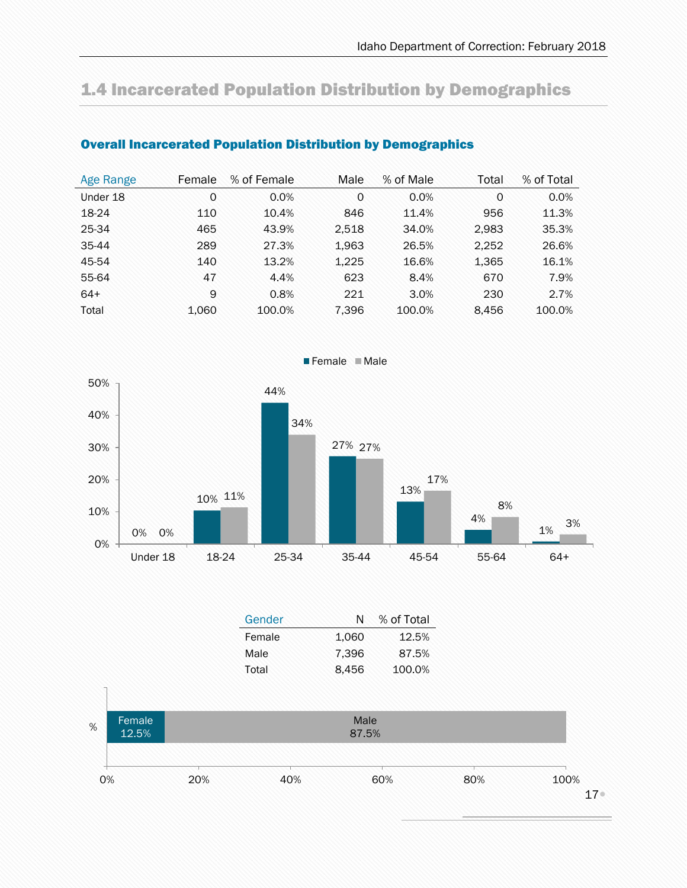## 1.4 Incarcerated Population Distribution by Demographics

### Overall Incarcerated Population Distribution by Demographics

| Age Range | Female | % of Female | Male | % of Male | Total | % of Total |
|---|---|---|---|---|---|---|
| Under 18 | 0 | 0.0% | 0 | 0.0% | 0 | 0.0% |
| 18-24 | 110 | 10.4% | 846 | 11.4% | 956 | 11.3% |
| 25-34 | 465 | 43.9% | 2,518 | 34.0% | 2,983 | 35.3% |
| 35-44 | 289 | 27.3% | 1,963 | 26.5% | 2,252 | 26.6% |
| 45-54 | 140 | 13.2% | 1,225 | 16.6% | 1,365 | 16.1% |
| 55-64 | 47 | 4.4% | 623 | 8.4% | 670 | 7.9% |
| 64+ | 9 | 0.8% | 221 | 3.0% | 230 | 2.7% |
| Total | 1,060 | 100.0% | 7,396 | 100.0% | 8,456 | 100.0% |

| Age Range | Female | Male |
|---|---|---|
| Under 18 | 0% | 0% |
| 18-24 | 10% | 11% |
| 25-34 | 44% | 34% |
| 35-44 | 27% | 27% |
| 45-54 | 13% | 17% |
| 55-64 | 4% | 8% |
| 64+ | 1% | 3% |

| Gender | N | % of Total |
|---|---|---|
| Female | 1,060 | 12.5% |
| Male | 7,396 | 87.5% |
| Total | 8,456 | 100.0% |

| | Female | Male |
|---|---|---|
| % | 12.5% | 87.5% |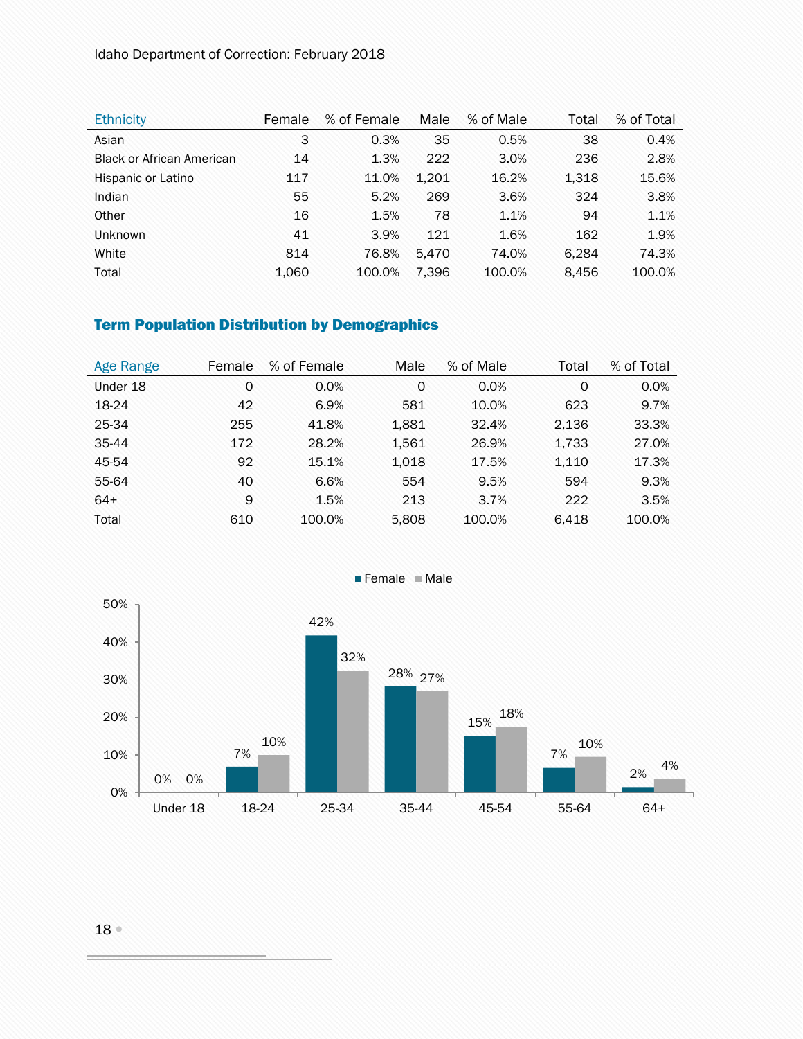| Ethnicity | Female | % of Female | Male | % of Male | Total | % of Total |
|---|---|---|---|---|---|---|
| Asian | 3 | 0.3% | 35 | 0.5% | 38 | 0.4% |
| Black or African American | 14 | 1.3% | 222 | 3.0% | 236 | 2.8% |
| Hispanic or Latino | 117 | 11.0% | 1,201 | 16.2% | 1,318 | 15.6% |
| Indian | 55 | 5.2% | 269 | 3.6% | 324 | 3.8% |
| Other | 16 | 1.5% | 78 | 1.1% | 94 | 1.1% |
| Unknown | 41 | 3.9% | 121 | 1.6% | 162 | 1.9% |
| White | 814 | 76.8% | 5,470 | 74.0% | 6,284 | 74.3% |
| Total | 1,060 | 100.0% | 7,396 | 100.0% | 8,456 | 100.0% |

## Term Population Distribution by Demographics

| Age Range | Female | % of Female | Male | % of Male | Total | % of Total |
|---|---|---|---|---|---|---|
| Under 18 | 0 | 0.0% | 0 | 0.0% | 0 | 0.0% |
| 18-24 | 42 | 6.9% | 581 | 10.0% | 623 | 9.7% |
| 25-34 | 255 | 41.8% | 1,881 | 32.4% | 2,136 | 33.3% |
| 35-44 | 172 | 28.2% | 1,561 | 26.9% | 1,733 | 27.0% |
| 45-54 | 92 | 15.1% | 1,018 | 17.5% | 1,110 | 17.3% |
| 55-64 | 40 | 6.6% | 554 | 9.5% | 594 | 9.3% |
| 64+ | 9 | 1.5% | 213 | 3.7% | 222 | 3.5% |
| Total | 610 | 100.0% | 5,808 | 100.0% | 6,418 | 100.0% |

| Age Range | Female | Male |
|---|---|---|
| Under 18 | 0% | 0% |
| 18-24 | 7% | 10% |
| 25-34 | 42% | 32% |
| 35-44 | 28% | 27% |
| 45-54 | 15% | 18% |
| 55-64 | 7% | 10% |
| 64+ | 2% | 4% |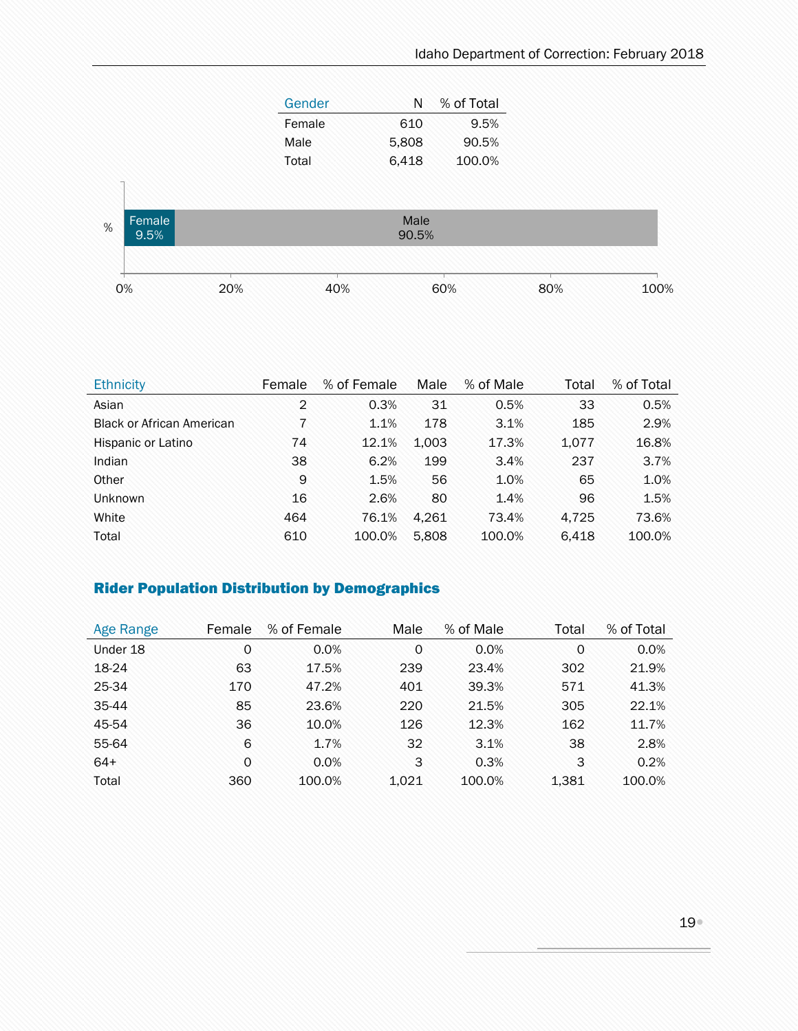| Gender | N | % of Total |
|---|---|---|
| Female | 610 | 9.5% |
| Male | 5,808 | 90.5% |
| Total | 6,418 | 100.0% |

| Ethnicity | Female | % of Female | Male | % of Male | Total | % of Total |
|---|---|---|---|---|---|---|
| Asian | 2 | 0.3% | 31 | 0.5% | 33 | 0.5% |
| Black or African American | 7 | 1.1% | 178 | 3.1% | 185 | 2.9% |
| Hispanic or Latino | 74 | 12.1% | 1,003 | 17.3% | 1,077 | 16.8% |
| Indian | 38 | 6.2% | 199 | 3.4% | 237 | 3.7% |
| Other | 9 | 1.5% | 56 | 1.0% | 65 | 1.0% |
| Unknown | 16 | 2.6% | 80 | 1.4% | 96 | 1.5% |
| White | 464 | 76.1% | 4,261 | 73.4% | 4,725 | 73.6% |
| Total | 610 | 100.0% | 5,808 | 100.0% | 6,418 | 100.0% |

## Rider Population Distribution by Demographics

| Age Range | Female | % of Female | Male | % of Male | Total | % of Total |
|---|---|---|---|---|---|---|
| Under 18 | 0 | 0.0% | 0 | 0.0% | 0 | 0.0% |
| 18-24 | 63 | 17.5% | 239 | 23.4% | 302 | 21.9% |
| 25-34 | 170 | 47.2% | 401 | 39.3% | 571 | 41.3% |
| 35-44 | 85 | 23.6% | 220 | 21.5% | 305 | 22.1% |
| 45-54 | 36 | 10.0% | 126 | 12.3% | 162 | 11.7% |
| 55-64 | 6 | 1.7% | 32 | 3.1% | 38 | 2.8% |
| 64+ | 0 | 0.0% | 3 | 0.3% | 3 | 0.2% |
| Total | 360 | 100.0% | 1,021 | 100.0% | 1,381 | 100.0% |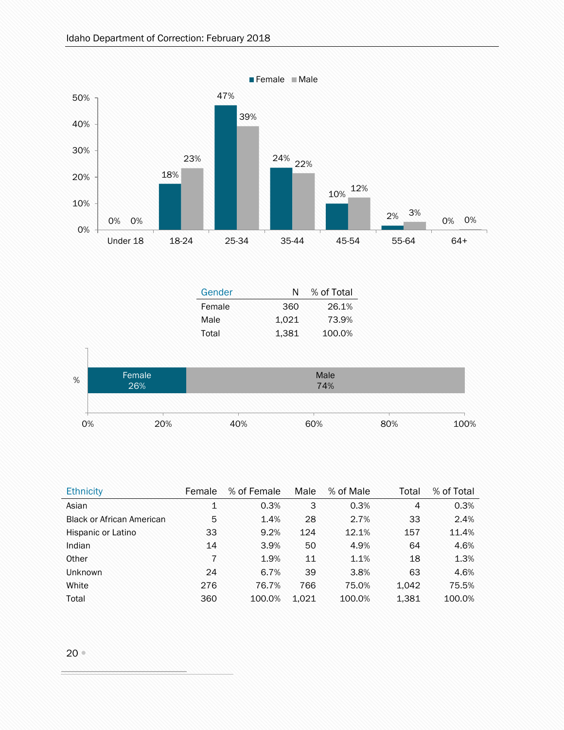| Age | Female | Male |
|---|---|---|
| Under 18 | 0% | 0% |
| 18-24 | 18% | 23% |
| 25-34 | 47% | 39% |
| 35-44 | 24% | 22% |
| 45-54 | 10% | 12% |
| 55-64 | 2% | 3% |
| 64+ | 0% | 0% |

| Gender | N | % of Total |
|---|---|---|
| Female | 360 | 26.1% |
| Male | 1,021 | 73.9% |
| Total | 1,381 | 100.0% |

Female 26% | Male 74%

| Ethnicity | Female | % of Female | Male | % of Male | Total | % of Total |
|---|---|---|---|---|---|---|
| Asian | 1 | 0.3% | 3 | 0.3% | 4 | 0.3% |
| Black or African American | 5 | 1.4% | 28 | 2.7% | 33 | 2.4% |
| Hispanic or Latino | 33 | 9.2% | 124 | 12.1% | 157 | 11.4% |
| Indian | 14 | 3.9% | 50 | 4.9% | 64 | 4.6% |
| Other | 7 | 1.9% | 11 | 1.1% | 18 | 1.3% |
| Unknown | 24 | 6.7% | 39 | 3.8% | 63 | 4.6% |
| White | 276 | 76.7% | 766 | 75.0% | 1,042 | 75.5% |
| Total | 360 | 100.0% | 1,021 | 100.0% | 1,381 | 100.0% |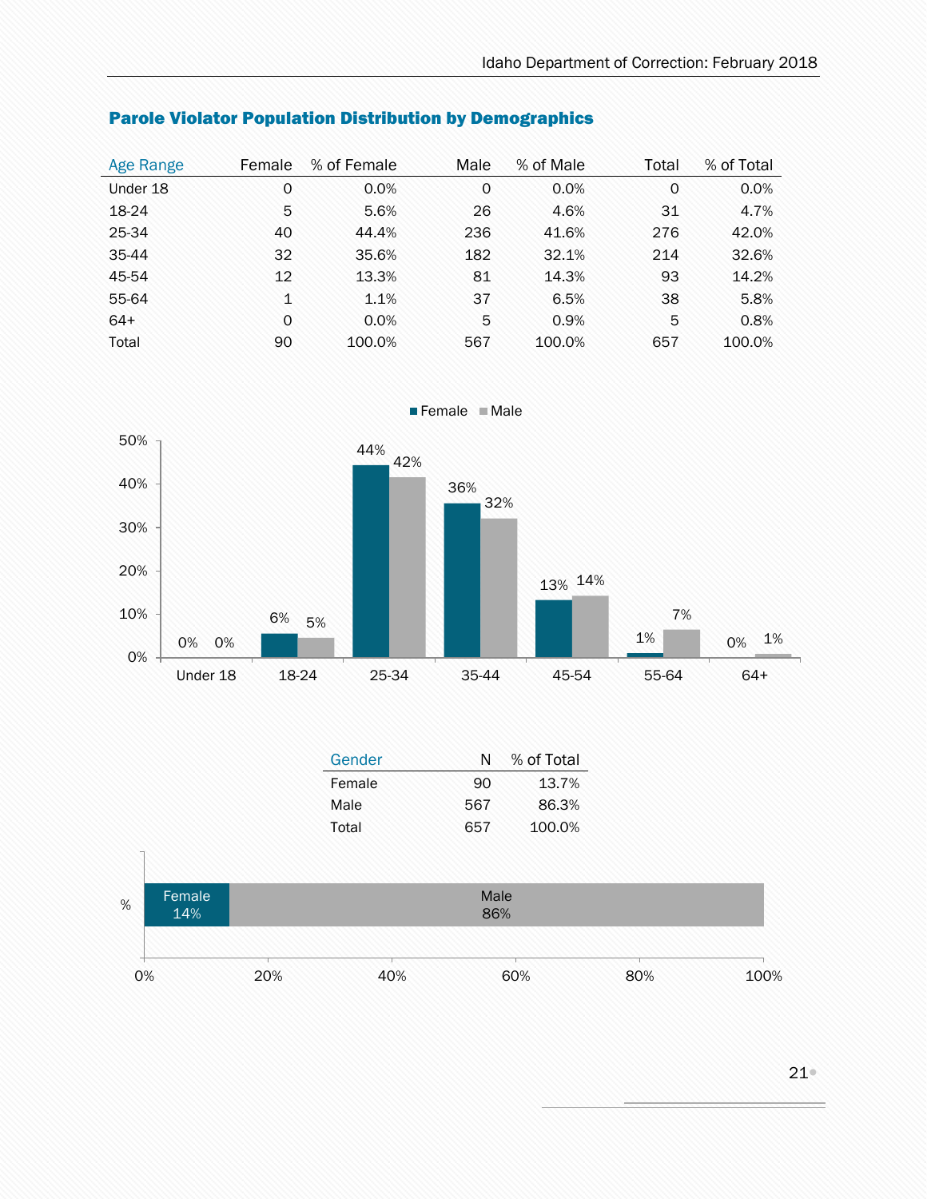## Parole Violator Population Distribution by Demographics

| Age Range | Female | % of Female | Male | % of Male | Total | % of Total |
|---|---|---|---|---|---|---|
| Under 18 | 0 | 0.0% | 0 | 0.0% | 0 | 0.0% |
| 18-24 | 5 | 5.6% | 26 | 4.6% | 31 | 4.7% |
| 25-34 | 40 | 44.4% | 236 | 41.6% | 276 | 42.0% |
| 35-44 | 32 | 35.6% | 182 | 32.1% | 214 | 32.6% |
| 45-54 | 12 | 13.3% | 81 | 14.3% | 93 | 14.2% |
| 55-64 | 1 | 1.1% | 37 | 6.5% | 38 | 5.8% |
| 64+ | 0 | 0.0% | 5 | 0.9% | 5 | 0.8% |
| Total | 90 | 100.0% | 567 | 100.0% | 657 | 100.0% |

| Gender | N | % of Total |
|---|---|---|
| Female | 90 | 13.7% |
| Male | 567 | 86.3% |
| Total | 657 | 100.0% |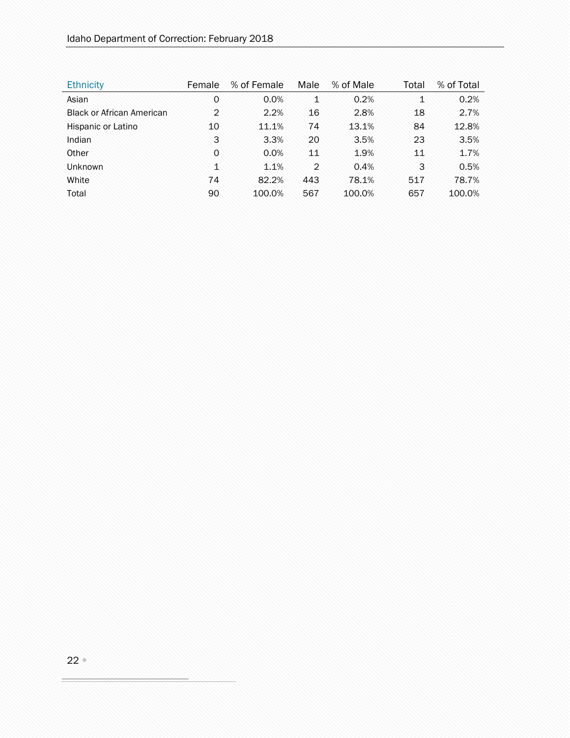| Ethnicity | Female | % of Female | Male | % of Male | Total | % of Total |
|---|---|---|---|---|---|---|
| Asian | 0 | 0.0% | 1 | 0.2% | 1 | 0.2% |
| Black or African American | 2 | 2.2% | 16 | 2.8% | 18 | 2.7% |
| Hispanic or Latino | 10 | 11.1% | 74 | 13.1% | 84 | 12.8% |
| Indian | 3 | 3.3% | 20 | 3.5% | 23 | 3.5% |
| Other | 0 | 0.0% | 11 | 1.9% | 11 | 1.7% |
| Unknown | 1 | 1.1% | 2 | 0.4% | 3 | 0.5% |
| White | 74 | 82.2% | 443 | 78.1% | 517 | 78.7% |
| Total | 90 | 100.0% | 567 | 100.0% | 657 | 100.0% |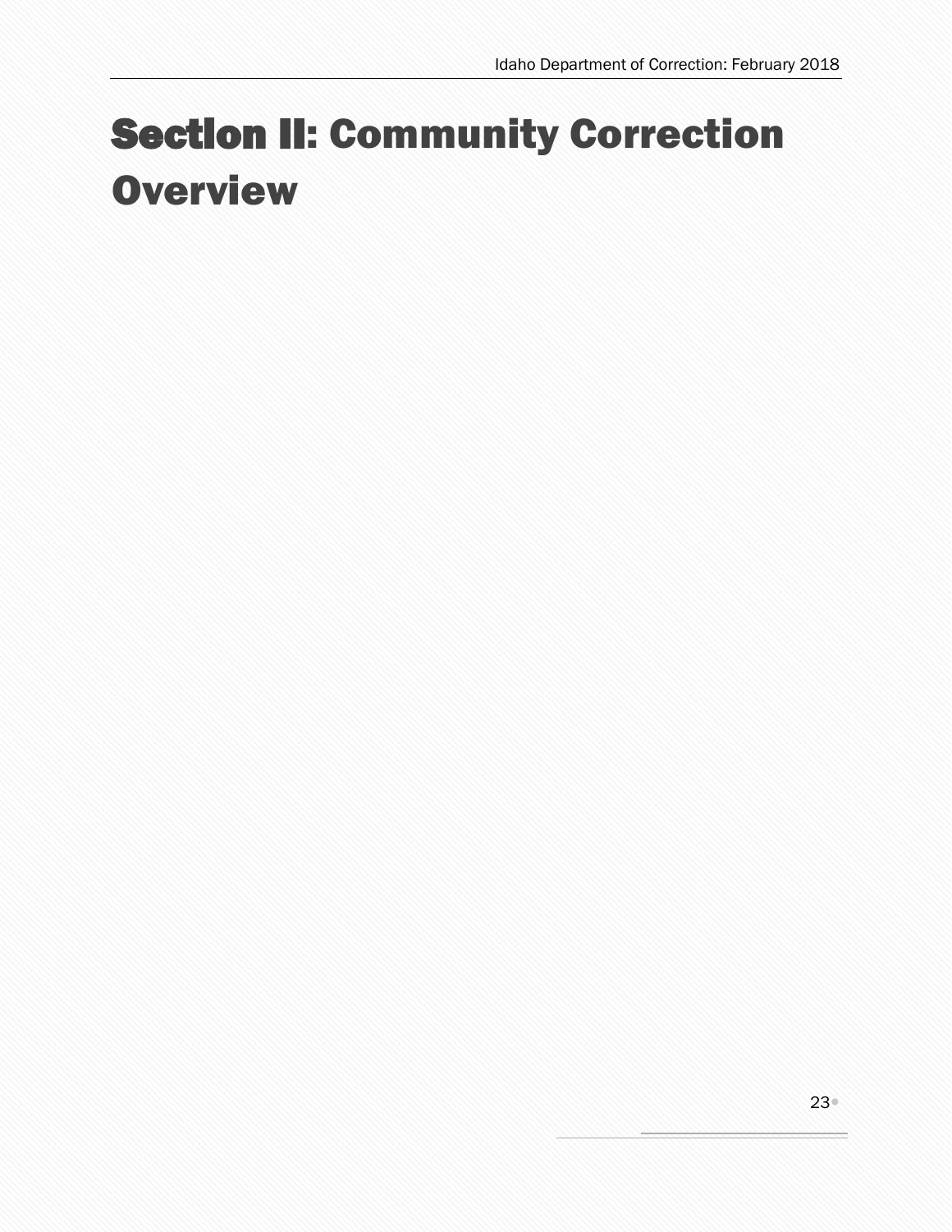# Section II: Community Correction Overview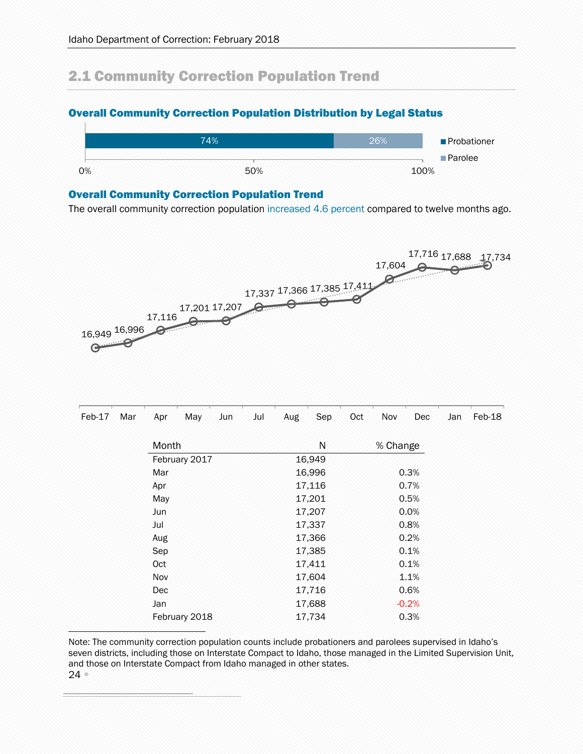## 2.1 Community Correction Population Trend

### Overall Community Correction Population Distribution by Legal Status

Probationer 74% | Parolee 26%

### Overall Community Correction Population Trend

The overall community correction population increased 4.6 percent compared to twelve months ago.

| Month | N | % Change |
|---|---|---|
| February 2017 | 16,949 | |
| Mar | 16,996 | 0.3% |
| Apr | 17,116 | 0.7% |
| May | 17,201 | 0.5% |
| Jun | 17,207 | 0.0% |
| Jul | 17,337 | 0.8% |
| Aug | 17,366 | 0.2% |
| Sep | 17,385 | 0.1% |
| Oct | 17,411 | 0.1% |
| Nov | 17,604 | 1.1% |
| Dec | 17,716 | 0.6% |
| Jan | 17,688 | -0.2% |
| February 2018 | 17,734 | 0.3% |

Note: The community correction population counts include probationers and parolees supervised in Idaho's seven districts, including those on Interstate Compact to Idaho, those managed in the Limited Supervision Unit, and those on Interstate Compact from Idaho managed in other states.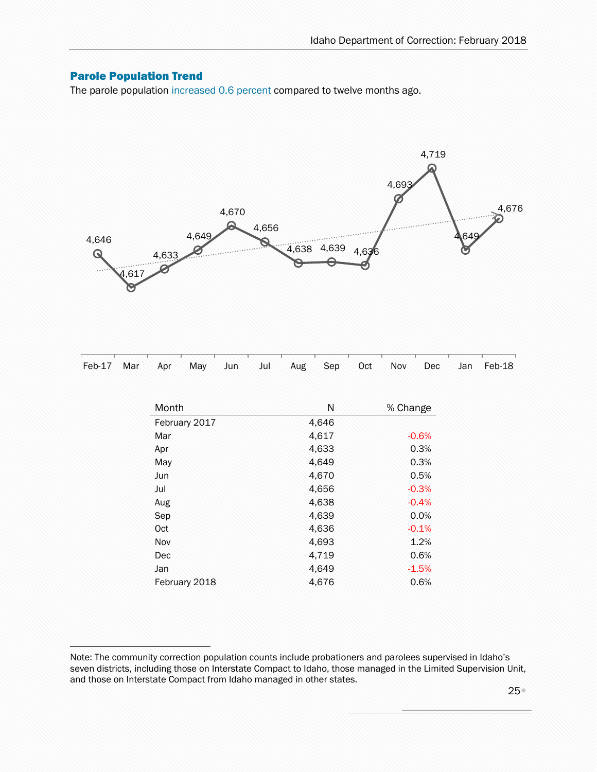## Parole Population Trend

The parole population increased 0.6 percent compared to twelve months ago.

| Month | N | % Change |
|---|---|---|
| February 2017 | 4,646 | |
| Mar | 4,617 | -0.6% |
| Apr | 4,633 | 0.3% |
| May | 4,649 | 0.3% |
| Jun | 4,670 | 0.5% |
| Jul | 4,656 | -0.3% |
| Aug | 4,638 | -0.4% |
| Sep | 4,639 | 0.0% |
| Oct | 4,636 | -0.1% |
| Nov | 4,693 | 1.2% |
| Dec | 4,719 | 0.6% |
| Jan | 4,649 | -1.5% |
| February 2018 | 4,676 | 0.6% |

Note: The community correction population counts include probationers and parolees supervised in Idaho's seven districts, including those on Interstate Compact to Idaho, those managed in the Limited Supervision Unit, and those on Interstate Compact from Idaho managed in other states.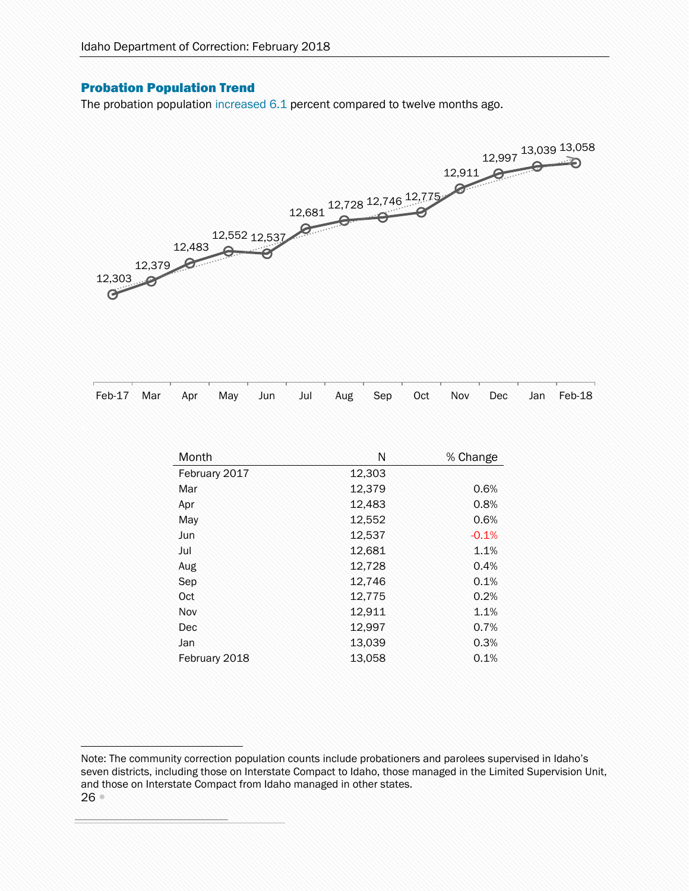## Probation Population Trend

The probation population increased 6.1 percent compared to twelve months ago.

| Month | N | % Change |
|---|---|---|
| February 2017 | 12,303 | |
| Mar | 12,379 | 0.6% |
| Apr | 12,483 | 0.8% |
| May | 12,552 | 0.6% |
| Jun | 12,537 | -0.1% |
| Jul | 12,681 | 1.1% |
| Aug | 12,728 | 0.4% |
| Sep | 12,746 | 0.1% |
| Oct | 12,775 | 0.2% |
| Nov | 12,911 | 1.1% |
| Dec | 12,997 | 0.7% |
| Jan | 13,039 | 0.3% |
| February 2018 | 13,058 | 0.1% |

Note: The community correction population counts include probationers and parolees supervised in Idaho's seven districts, including those on Interstate Compact to Idaho, those managed in the Limited Supervision Unit, and those on Interstate Compact from Idaho managed in other states.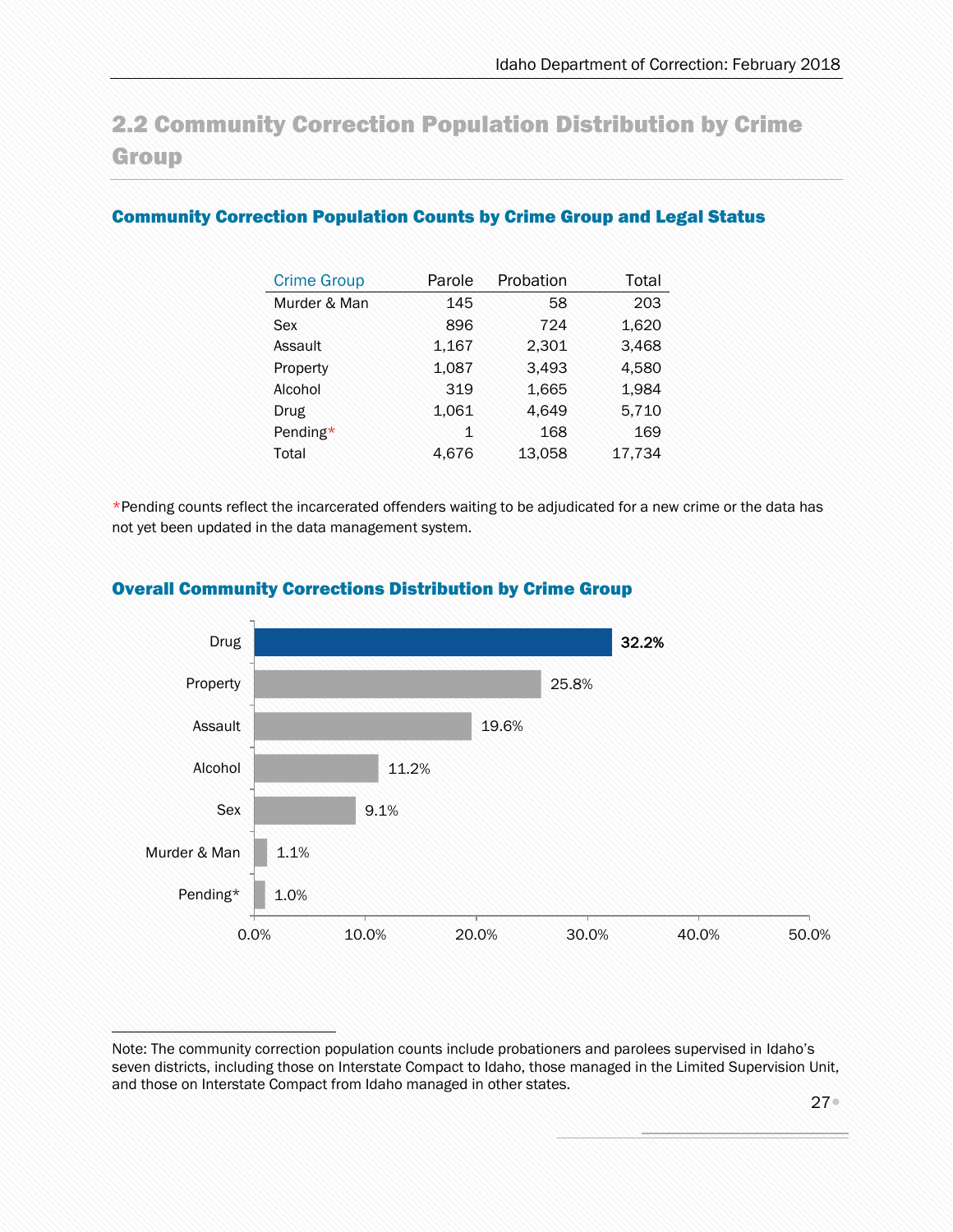## 2.2 Community Correction Population Distribution by Crime Group

### Community Correction Population Counts by Crime Group and Legal Status

| Crime Group | Parole | Probation | Total |
|---|---|---|---|
| Murder & Man | 145 | 58 | 203 |
| Sex | 896 | 724 | 1,620 |
| Assault | 1,167 | 2,301 | 3,468 |
| Property | 1,087 | 3,493 | 4,580 |
| Alcohol | 319 | 1,665 | 1,984 |
| Drug | 1,061 | 4,649 | 5,710 |
| Pending* | 1 | 168 | 169 |
| Total | 4,676 | 13,058 | 17,734 |

*Pending counts reflect the incarcerated offenders waiting to be adjudicated for a new crime or the data has not yet been updated in the data management system.

### Overall Community Corrections Distribution by Crime Group

| Crime Group | Percent |
|---|---|
| Drug | 32.2% |
| Property | 25.8% |
| Assault | 19.6% |
| Alcohol | 11.2% |
| Sex | 9.1% |
| Murder & Man | 1.1% |
| Pending* | 1.0% |

Note: The community correction population counts include probationers and parolees supervised in Idaho's seven districts, including those on Interstate Compact to Idaho, those managed in the Limited Supervision Unit, and those on Interstate Compact from Idaho managed in other states.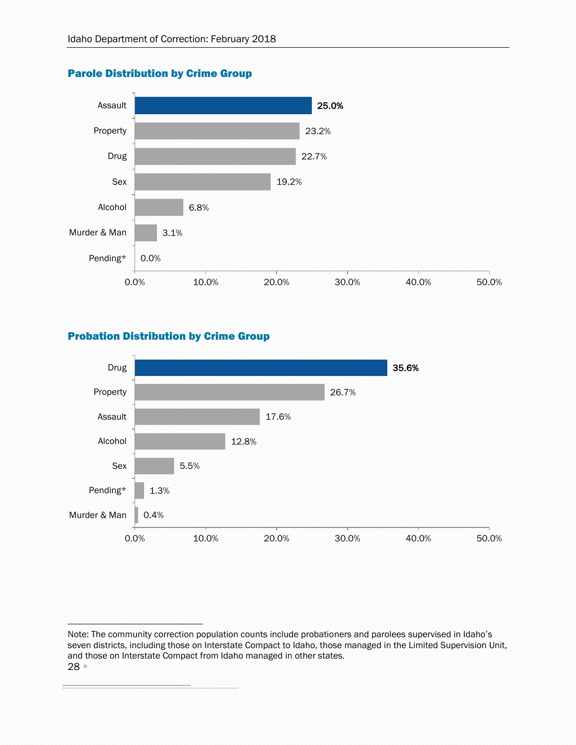## Parole Distribution by Crime Group

| Crime Group | Percent |
|---|---|
| Assault | 25.0% |
| Property | 23.2% |
| Drug | 22.7% |
| Sex | 19.2% |
| Alcohol | 6.8% |
| Murder & Man | 3.1% |
| Pending* | 0.0% |

## Probation Distribution by Crime Group

| Crime Group | Percent |
|---|---|
| Drug | 35.6% |
| Property | 26.7% |
| Assault | 17.6% |
| Alcohol | 12.8% |
| Sex | 5.5% |
| Pending* | 1.3% |
| Murder & Man | 0.4% |

Note: The community correction population counts include probationers and parolees supervised in Idaho's seven districts, including those on Interstate Compact to Idaho, those managed in the Limited Supervision Unit, and those on Interstate Compact from Idaho managed in other states.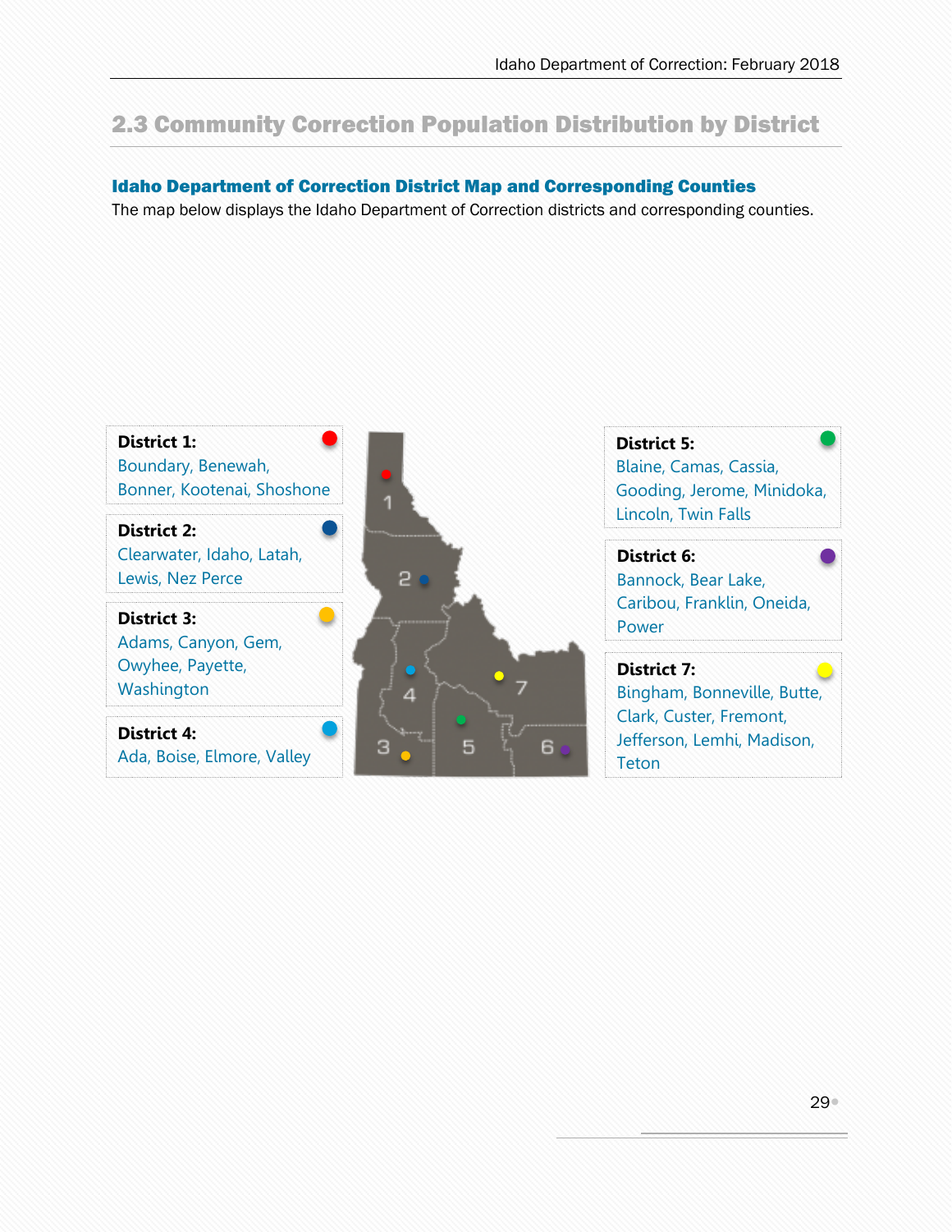## 2.3 Community Correction Population Distribution by District

### Idaho Department of Correction District Map and Corresponding Counties

The map below displays the Idaho Department of Correction districts and corresponding counties.

**District 1:**
Boundary, Benewah, Bonner, Kootenai, Shoshone

**District 2:**
Clearwater, Idaho, Latah, Lewis, Nez Perce

**District 3:**
Adams, Canyon, Gem, Owyhee, Payette, Washington

**District 4:**
Ada, Boise, Elmore, Valley

**District 5:**
Blaine, Camas, Cassia, Gooding, Jerome, Minidoka, Lincoln, Twin Falls

**District 6:**
Bannock, Bear Lake, Caribou, Franklin, Oneida, Power

**District 7:**
Bingham, Bonneville, Butte, Clark, Custer, Fremont, Jefferson, Lemhi, Madison, Teton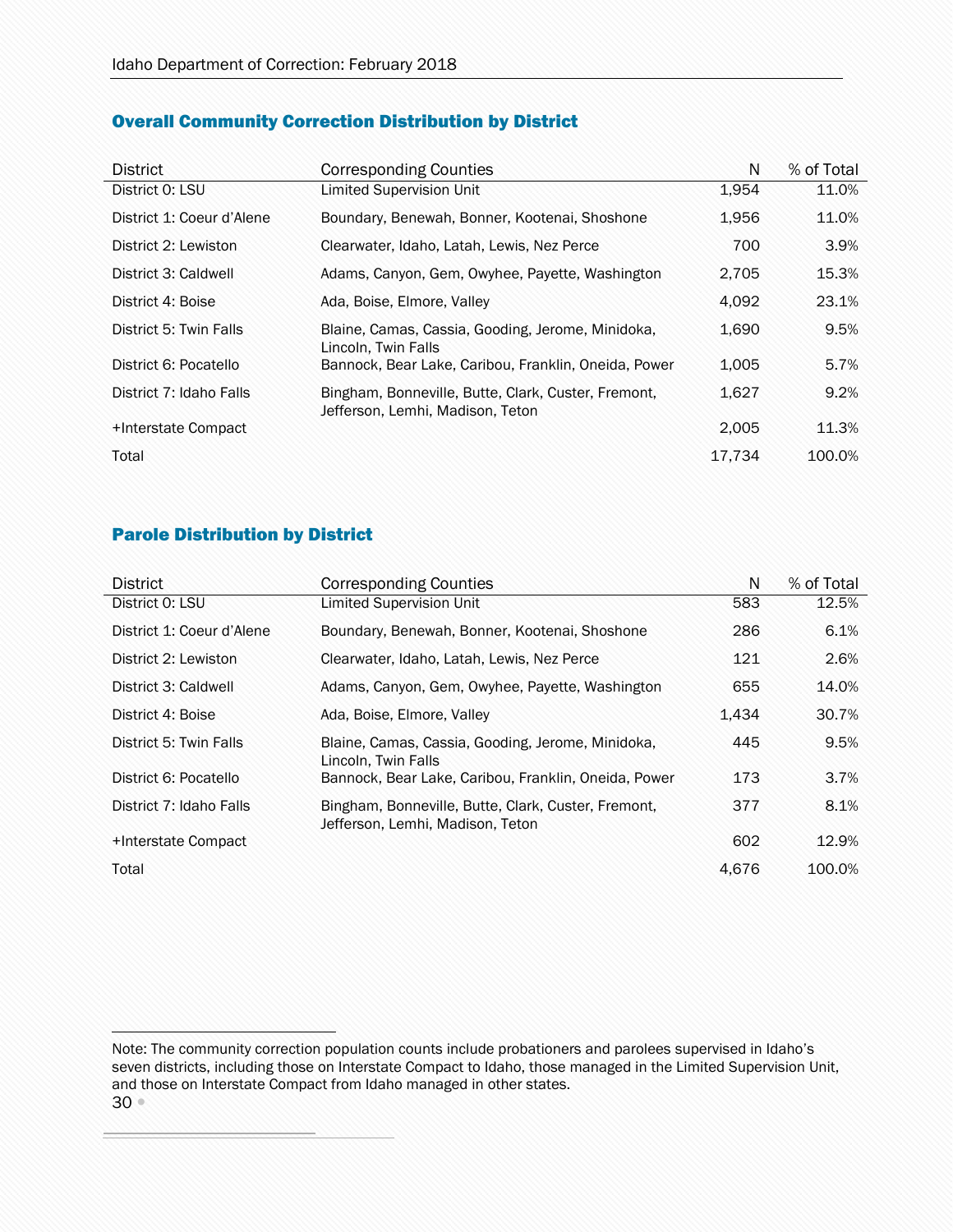## Overall Community Correction Distribution by District

| District | Corresponding Counties | N | % of Total |
|---|---|---|---|
| District 0: LSU | Limited Supervision Unit | 1,954 | 11.0% |
| District 1: Coeur d'Alene | Boundary, Benewah, Bonner, Kootenai, Shoshone | 1,956 | 11.0% |
| District 2: Lewiston | Clearwater, Idaho, Latah, Lewis, Nez Perce | 700 | 3.9% |
| District 3: Caldwell | Adams, Canyon, Gem, Owyhee, Payette, Washington | 2,705 | 15.3% |
| District 4: Boise | Ada, Boise, Elmore, Valley | 4,092 | 23.1% |
| District 5: Twin Falls | Blaine, Camas, Cassia, Gooding, Jerome, Minidoka, Lincoln, Twin Falls | 1,690 | 9.5% |
| District 6: Pocatello | Bannock, Bear Lake, Caribou, Franklin, Oneida, Power | 1,005 | 5.7% |
| District 7: Idaho Falls | Bingham, Bonneville, Butte, Clark, Custer, Fremont, Jefferson, Lemhi, Madison, Teton | 1,627 | 9.2% |
| +Interstate Compact | | 2,005 | 11.3% |
| Total | | 17,734 | 100.0% |

## Parole Distribution by District

| District | Corresponding Counties | N | % of Total |
|---|---|---|---|
| District 0: LSU | Limited Supervision Unit | 583 | 12.5% |
| District 1: Coeur d'Alene | Boundary, Benewah, Bonner, Kootenai, Shoshone | 286 | 6.1% |
| District 2: Lewiston | Clearwater, Idaho, Latah, Lewis, Nez Perce | 121 | 2.6% |
| District 3: Caldwell | Adams, Canyon, Gem, Owyhee, Payette, Washington | 655 | 14.0% |
| District 4: Boise | Ada, Boise, Elmore, Valley | 1,434 | 30.7% |
| District 5: Twin Falls | Blaine, Camas, Cassia, Gooding, Jerome, Minidoka, Lincoln, Twin Falls | 445 | 9.5% |
| District 6: Pocatello | Bannock, Bear Lake, Caribou, Franklin, Oneida, Power | 173 | 3.7% |
| District 7: Idaho Falls | Bingham, Bonneville, Butte, Clark, Custer, Fremont, Jefferson, Lemhi, Madison, Teton | 377 | 8.1% |
| +Interstate Compact | | 602 | 12.9% |
| Total | | 4,676 | 100.0% |

Note: The community correction population counts include probationers and parolees supervised in Idaho's seven districts, including those on Interstate Compact to Idaho, those managed in the Limited Supervision Unit, and those on Interstate Compact from Idaho managed in other states.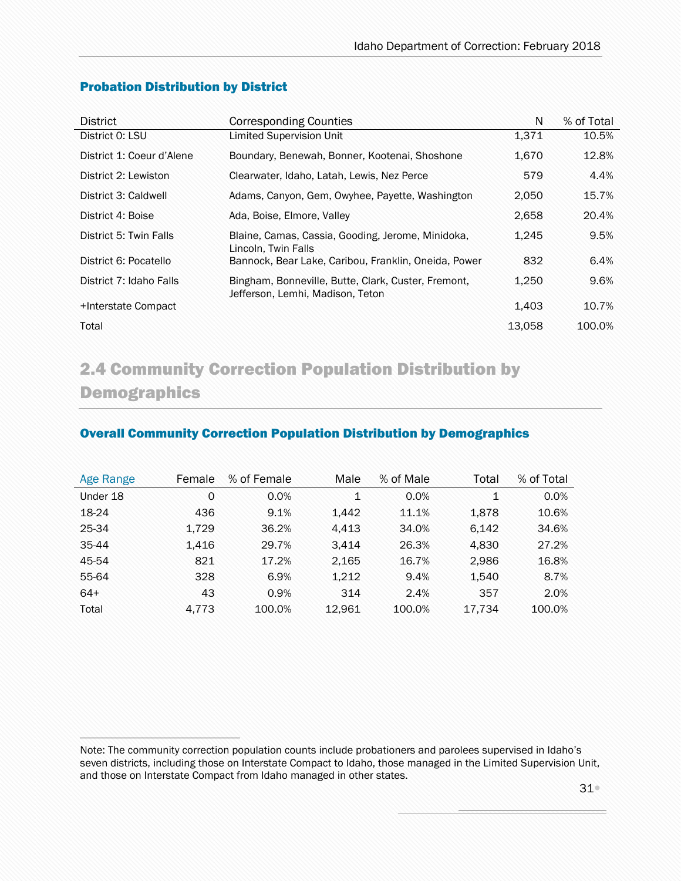### Probation Distribution by District

| District | Corresponding Counties | N | % of Total |
|---|---|---|---|
| District 0: LSU | Limited Supervision Unit | 1,371 | 10.5% |
| District 1: Coeur d'Alene | Boundary, Benewah, Bonner, Kootenai, Shoshone | 1,670 | 12.8% |
| District 2: Lewiston | Clearwater, Idaho, Latah, Lewis, Nez Perce | 579 | 4.4% |
| District 3: Caldwell | Adams, Canyon, Gem, Owyhee, Payette, Washington | 2,050 | 15.7% |
| District 4: Boise | Ada, Boise, Elmore, Valley | 2,658 | 20.4% |
| District 5: Twin Falls | Blaine, Camas, Cassia, Gooding, Jerome, Minidoka, Lincoln, Twin Falls | 1,245 | 9.5% |
| District 6: Pocatello | Bannock, Bear Lake, Caribou, Franklin, Oneida, Power | 832 | 6.4% |
| District 7: Idaho Falls | Bingham, Bonneville, Butte, Clark, Custer, Fremont, Jefferson, Lemhi, Madison, Teton | 1,250 | 9.6% |
| +Interstate Compact | | 1,403 | 10.7% |
| Total | | 13,058 | 100.0% |

## 2.4 Community Correction Population Distribution by Demographics

### Overall Community Correction Population Distribution by Demographics

| Age Range | Female | % of Female | Male | % of Male | Total | % of Total |
|---|---|---|---|---|---|---|
| Under 18 | 0 | 0.0% | 1 | 0.0% | 1 | 0.0% |
| 18-24 | 436 | 9.1% | 1,442 | 11.1% | 1,878 | 10.6% |
| 25-34 | 1,729 | 36.2% | 4,413 | 34.0% | 6,142 | 34.6% |
| 35-44 | 1,416 | 29.7% | 3,414 | 26.3% | 4,830 | 27.2% |
| 45-54 | 821 | 17.2% | 2,165 | 16.7% | 2,986 | 16.8% |
| 55-64 | 328 | 6.9% | 1,212 | 9.4% | 1,540 | 8.7% |
| 64+ | 43 | 0.9% | 314 | 2.4% | 357 | 2.0% |
| Total | 4,773 | 100.0% | 12,961 | 100.0% | 17,734 | 100.0% |

Note: The community correction population counts include probationers and parolees supervised in Idaho's seven districts, including those on Interstate Compact to Idaho, those managed in the Limited Supervision Unit, and those on Interstate Compact from Idaho managed in other states.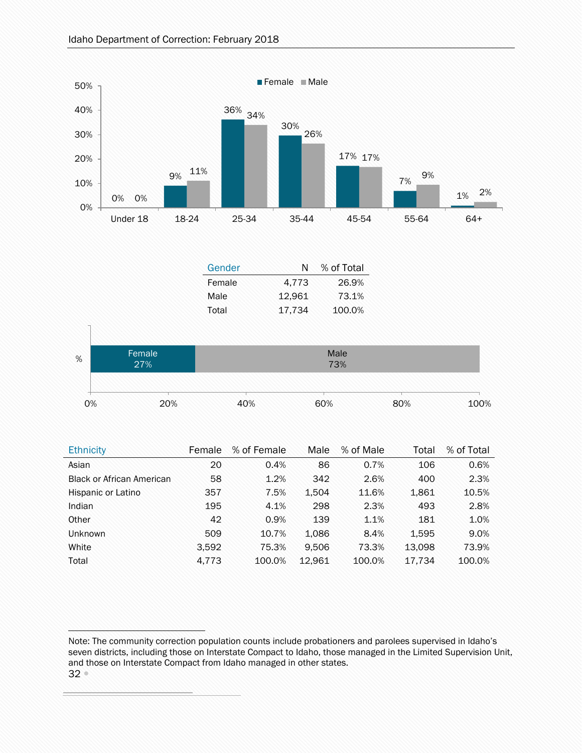| Age Group | Female | Male |
|---|---|---|
| Under 18 | 0% | 0% |
| 18-24 | 9% | 11% |
| 25-34 | 36% | 34% |
| 35-44 | 30% | 26% |
| 45-54 | 17% | 17% |
| 55-64 | 7% | 9% |
| 64+ | 1% | 2% |

| Gender | N | % of Total |
|---|---|---|
| Female | 4,773 | 26.9% |
| Male | 12,961 | 73.1% |
| Total | 17,734 | 100.0% |

| % | Female | Male |
|---|---|---|
| % | 27% | 73% |

| Ethnicity | Female | % of Female | Male | % of Male | Total | % of Total |
|---|---|---|---|---|---|---|
| Asian | 20 | 0.4% | 86 | 0.7% | 106 | 0.6% |
| Black or African American | 58 | 1.2% | 342 | 2.6% | 400 | 2.3% |
| Hispanic or Latino | 357 | 7.5% | 1,504 | 11.6% | 1,861 | 10.5% |
| Indian | 195 | 4.1% | 298 | 2.3% | 493 | 2.8% |
| Other | 42 | 0.9% | 139 | 1.1% | 181 | 1.0% |
| Unknown | 509 | 10.7% | 1,086 | 8.4% | 1,595 | 9.0% |
| White | 3,592 | 75.3% | 9,506 | 73.3% | 13,098 | 73.9% |
| Total | 4,773 | 100.0% | 12,961 | 100.0% | 17,734 | 100.0% |

Note: The community correction population counts include probationers and parolees supervised in Idaho's seven districts, including those on Interstate Compact to Idaho, those managed in the Limited Supervision Unit, and those on Interstate Compact from Idaho managed in other states.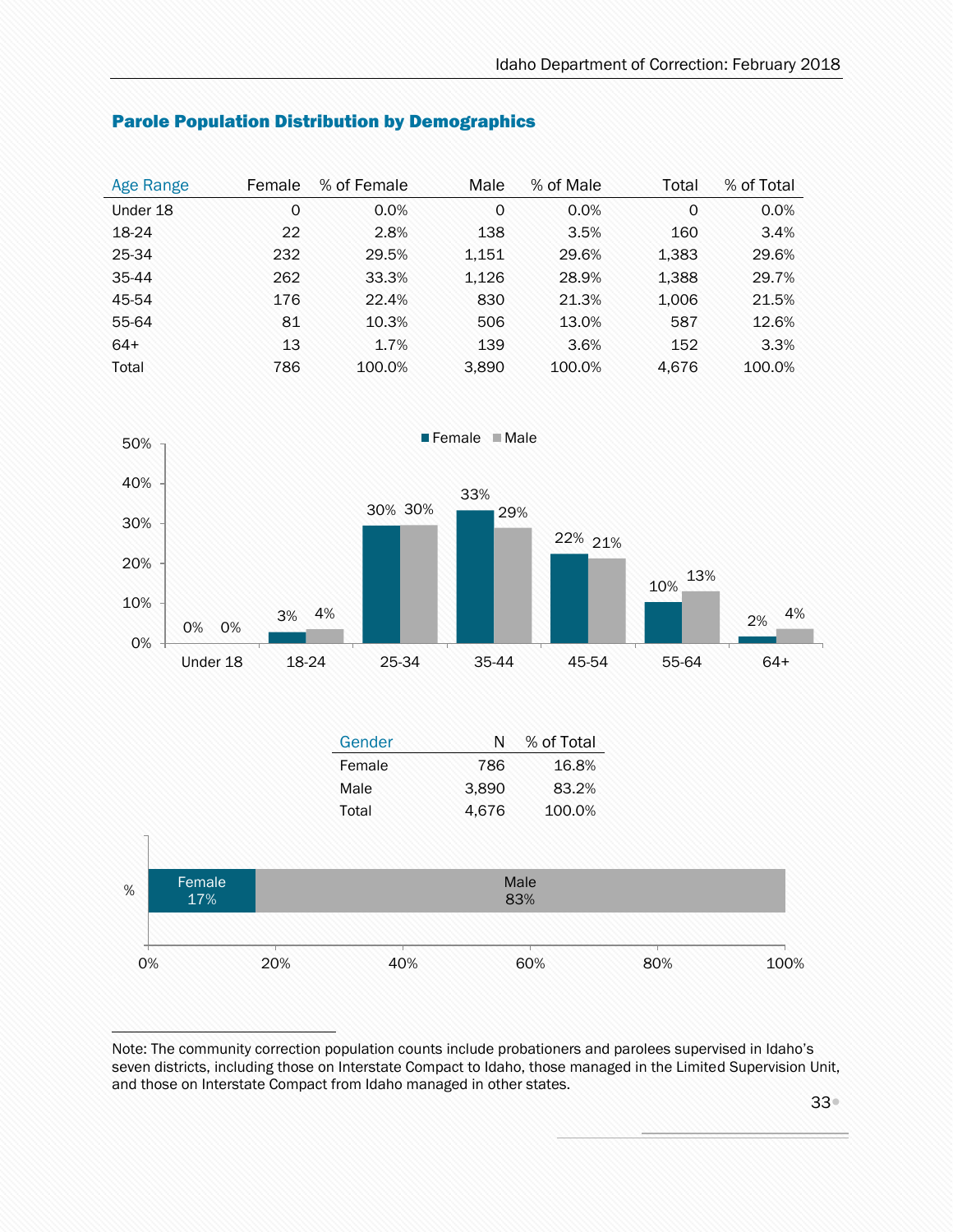## Parole Population Distribution by Demographics

| Age Range | Female | % of Female | Male | % of Male | Total | % of Total |
|---|---|---|---|---|---|---|
| Under 18 | 0 | 0.0% | 0 | 0.0% | 0 | 0.0% |
| 18-24 | 22 | 2.8% | 138 | 3.5% | 160 | 3.4% |
| 25-34 | 232 | 29.5% | 1,151 | 29.6% | 1,383 | 29.6% |
| 35-44 | 262 | 33.3% | 1,126 | 28.9% | 1,388 | 29.7% |
| 45-54 | 176 | 22.4% | 830 | 21.3% | 1,006 | 21.5% |
| 55-64 | 81 | 10.3% | 506 | 13.0% | 587 | 12.6% |
| 64+ | 13 | 1.7% | 139 | 3.6% | 152 | 3.3% |
| Total | 786 | 100.0% | 3,890 | 100.0% | 4,676 | 100.0% |

| Age Range | Female | Male |
|---|---|---|
| Under 18 | 0% | 0% |
| 18-24 | 3% | 4% |
| 25-34 | 30% | 30% |
| 35-44 | 33% | 29% |
| 45-54 | 22% | 21% |
| 55-64 | 10% | 13% |
| 64+ | 2% | 4% |

| Gender | N | % of Total |
|---|---|---|
| Female | 786 | 16.8% |
| Male | 3,890 | 83.2% |
| Total | 4,676 | 100.0% |

| % | Female | Male |
|---|---|---|
| % | 17% | 83% |

Note: The community correction population counts include probationers and parolees supervised in Idaho's seven districts, including those on Interstate Compact to Idaho, those managed in the Limited Supervision Unit, and those on Interstate Compact from Idaho managed in other states.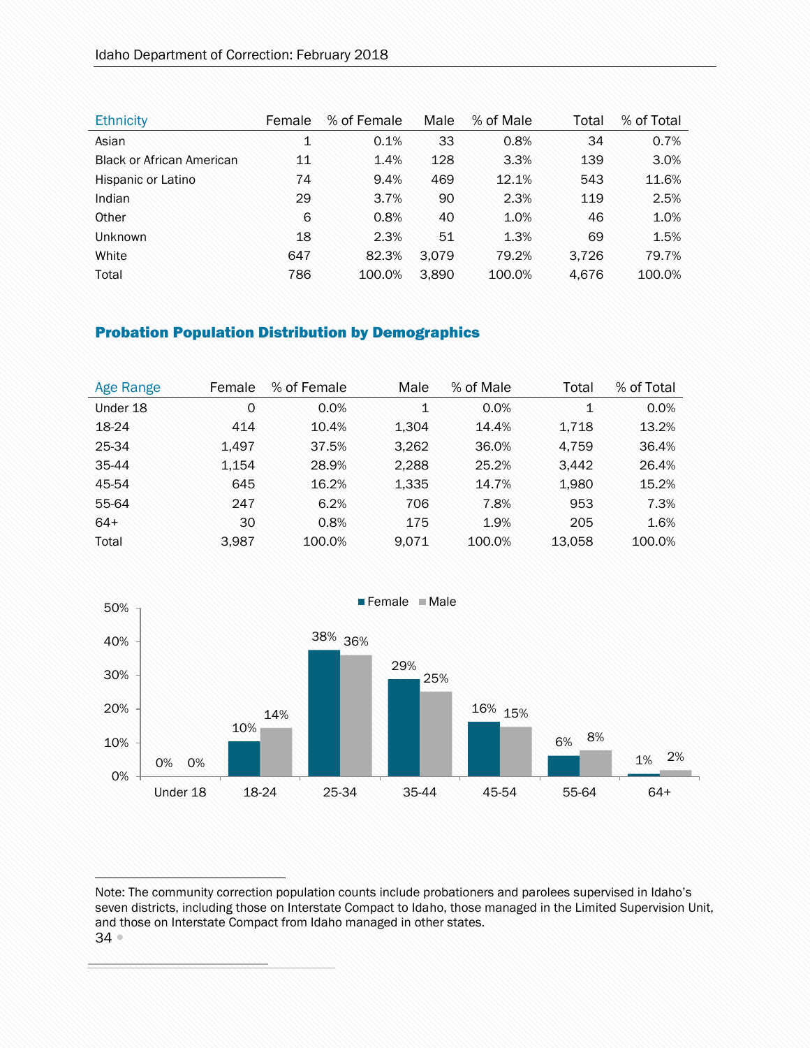| Ethnicity | Female | % of Female | Male | % of Male | Total | % of Total |
|---|---|---|---|---|---|---|
| Asian | 1 | 0.1% | 33 | 0.8% | 34 | 0.7% |
| Black or African American | 11 | 1.4% | 128 | 3.3% | 139 | 3.0% |
| Hispanic or Latino | 74 | 9.4% | 469 | 12.1% | 543 | 11.6% |
| Indian | 29 | 3.7% | 90 | 2.3% | 119 | 2.5% |
| Other | 6 | 0.8% | 40 | 1.0% | 46 | 1.0% |
| Unknown | 18 | 2.3% | 51 | 1.3% | 69 | 1.5% |
| White | 647 | 82.3% | 3,079 | 79.2% | 3,726 | 79.7% |
| Total | 786 | 100.0% | 3,890 | 100.0% | 4,676 | 100.0% |

## Probation Population Distribution by Demographics

| Age Range | Female | % of Female | Male | % of Male | Total | % of Total |
|---|---|---|---|---|---|---|
| Under 18 | 0 | 0.0% | 1 | 0.0% | 1 | 0.0% |
| 18-24 | 414 | 10.4% | 1,304 | 14.4% | 1,718 | 13.2% |
| 25-34 | 1,497 | 37.5% | 3,262 | 36.0% | 4,759 | 36.4% |
| 35-44 | 1,154 | 28.9% | 2,288 | 25.2% | 3,442 | 26.4% |
| 45-54 | 645 | 16.2% | 1,335 | 14.7% | 1,980 | 15.2% |
| 55-64 | 247 | 6.2% | 706 | 7.8% | 953 | 7.3% |
| 64+ | 30 | 0.8% | 175 | 1.9% | 205 | 1.6% |
| Total | 3,987 | 100.0% | 9,071 | 100.0% | 13,058 | 100.0% |

| Age Range | Female | Male |
|---|---|---|
| Under 18 | 0% | 0% |
| 18-24 | 10% | 14% |
| 25-34 | 38% | 36% |
| 35-44 | 29% | 25% |
| 45-54 | 16% | 15% |
| 55-64 | 6% | 8% |
| 64+ | 1% | 2% |

Note: The community correction population counts include probationers and parolees supervised in Idaho's seven districts, including those on Interstate Compact to Idaho, those managed in the Limited Supervision Unit, and those on Interstate Compact from Idaho managed in other states.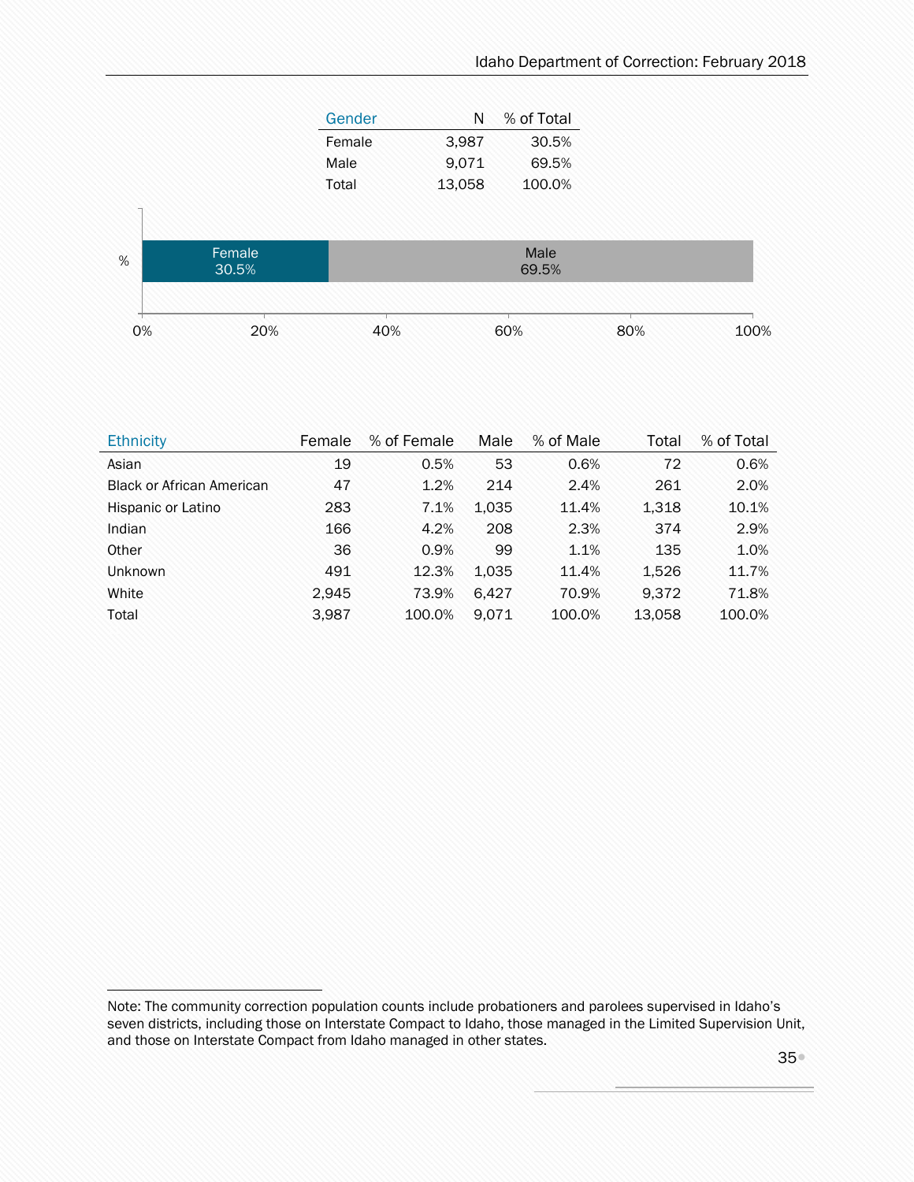| Gender | N | % of Total |
|---|---|---|
| Female | 3,987 | 30.5% |
| Male | 9,071 | 69.5% |
| Total | 13,058 | 100.0% |

| Ethnicity | Female | % of Female | Male | % of Male | Total | % of Total |
|---|---|---|---|---|---|---|
| Asian | 19 | 0.5% | 53 | 0.6% | 72 | 0.6% |
| Black or African American | 47 | 1.2% | 214 | 2.4% | 261 | 2.0% |
| Hispanic or Latino | 283 | 7.1% | 1,035 | 11.4% | 1,318 | 10.1% |
| Indian | 166 | 4.2% | 208 | 2.3% | 374 | 2.9% |
| Other | 36 | 0.9% | 99 | 1.1% | 135 | 1.0% |
| Unknown | 491 | 12.3% | 1,035 | 11.4% | 1,526 | 11.7% |
| White | 2,945 | 73.9% | 6,427 | 70.9% | 9,372 | 71.8% |
| Total | 3,987 | 100.0% | 9,071 | 100.0% | 13,058 | 100.0% |

Note: The community correction population counts include probationers and parolees supervised in Idaho's seven districts, including those on Interstate Compact to Idaho, those managed in the Limited Supervision Unit, and those on Interstate Compact from Idaho managed in other states.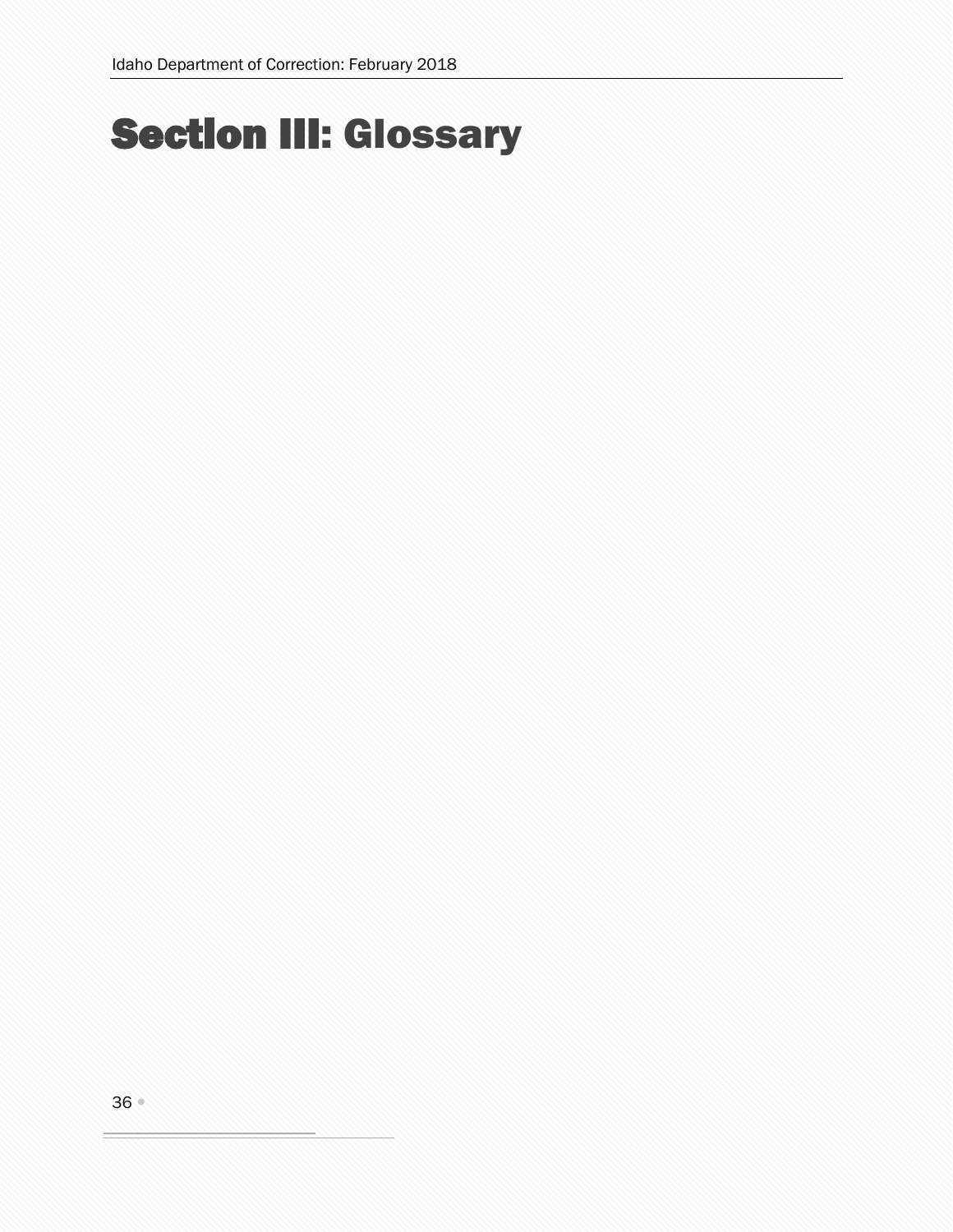# Section III: Glossary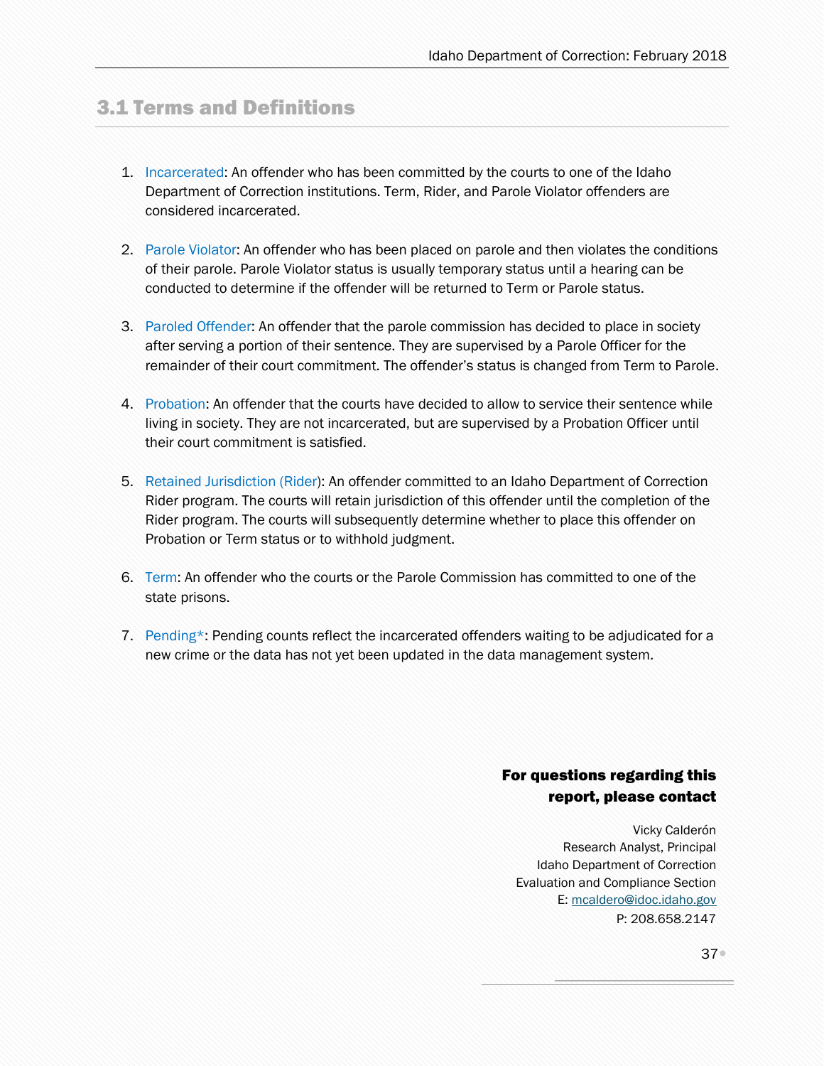## 3.1 Terms and Definitions

1. Incarcerated: An offender who has been committed by the courts to one of the Idaho Department of Correction institutions. Term, Rider, and Parole Violator offenders are considered incarcerated.

2. Parole Violator: An offender who has been placed on parole and then violates the conditions of their parole. Parole Violator status is usually temporary status until a hearing can be conducted to determine if the offender will be returned to Term or Parole status.

3. Paroled Offender: An offender that the parole commission has decided to place in society after serving a portion of their sentence. They are supervised by a Parole Officer for the remainder of their court commitment. The offender's status is changed from Term to Parole.

4. Probation: An offender that the courts have decided to allow to service their sentence while living in society. They are not incarcerated, but are supervised by a Probation Officer until their court commitment is satisfied.

5. Retained Jurisdiction (Rider): An offender committed to an Idaho Department of Correction Rider program. The courts will retain jurisdiction of this offender until the completion of the Rider program. The courts will subsequently determine whether to place this offender on Probation or Term status or to withhold judgment.

6. Term: An offender who the courts or the Parole Commission has committed to one of the state prisons.

7. Pending*: Pending counts reflect the incarcerated offenders waiting to be adjudicated for a new crime or the data has not yet been updated in the data management system.

**For questions regarding this report, please contact**

Vicky Calderón
Research Analyst, Principal
Idaho Department of Correction
Evaluation and Compliance Section
E: mcaldero@idoc.idaho.gov
P: 208.658.2147